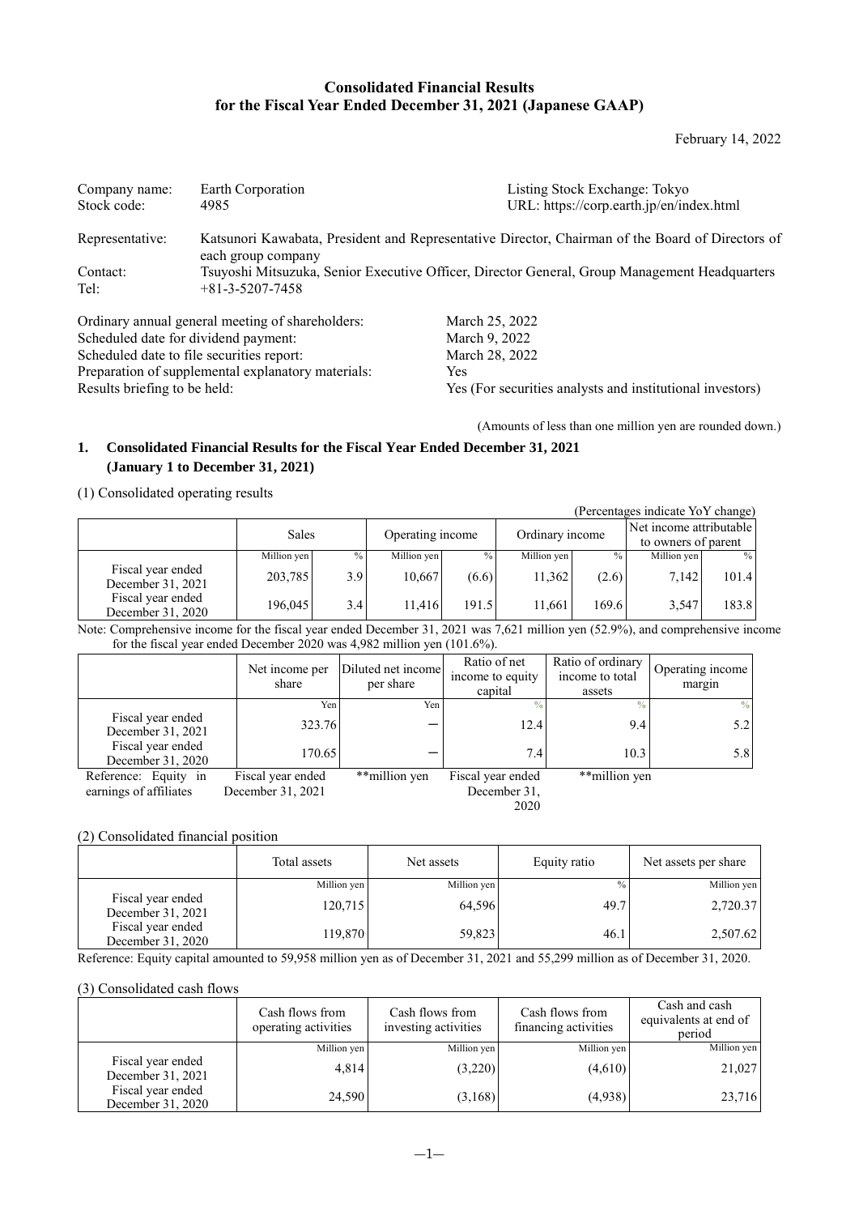# Consolidated Financial Results for the Fiscal Year Ended December 31, 2021 (Japanese GAAP)

February 14, 2022

| | | | |
|---|---|---|---|
| Company name: | Earth Corporation | Listing Stock Exchange: Tokyo | |
| Stock code: | 4985 | URL: https://corp.earth.jp/en/index.html | |

Representative: Katsunori Kawabata, President and Representative Director, Chairman of the Board of Directors of each group company

Contact: Tsuyoshi Mitsuzuka, Senior Executive Officer, Director General, Group Management Headquarters

Tel: +81-3-5207-7458

| | |
|---|---|
| Ordinary annual general meeting of shareholders: | March 25, 2022 |
| Scheduled date for dividend payment: | March 9, 2022 |
| Scheduled date to file securities report: | March 28, 2022 |
| Preparation of supplemental explanatory materials: | Yes |
| Results briefing to be held: | Yes (For securities analysts and institutional investors) |

(Amounts of less than one million yen are rounded down.)

## 1. Consolidated Financial Results for the Fiscal Year Ended December 31, 2021 (January 1 to December 31, 2021)

(1) Consolidated operating results

(Percentages indicate YoY change)

| | Sales | | Operating income | | Ordinary income | | Net income attributable to owners of parent | |
|---|---|---|---|---|---|---|---|---|
| | Million yen | % | Million yen | % | Million yen | % | Million yen | % |
| Fiscal year ended December 31, 2021 | 203,785 | 3.9 | 10,667 | (6.6) | 11,362 | (2.6) | 7,142 | 101.4 |
| Fiscal year ended December 31, 2020 | 196,045 | 3.4 | 11,416 | 191.5 | 11,661 | 169.6 | 3,547 | 183.8 |

Note: Comprehensive income for the fiscal year ended December 31, 2021 was 7,621 million yen (52.9%), and comprehensive income for the fiscal year ended December 2020 was 4,982 million yen (101.6%).

| | Net income per share | Diluted net income per share | Ratio of net income to equity capital | Ratio of ordinary income to total assets | Operating income margin |
|---|---|---|---|---|---|
| | Yen | Yen | % | % | % |
| Fiscal year ended December 31, 2021 | 323.76 | － | 12.4 | 9.4 | 5.2 |
| Fiscal year ended December 31, 2020 | 170.65 | － | 7.4 | 10.3 | 5.8 |

Reference: Equity in earnings of affiliates Fiscal year ended December 31, 2021 **million yen Fiscal year ended December 31, 2020 **million yen

(2) Consolidated financial position

| | Total assets | Net assets | Equity ratio | Net assets per share |
|---|---|---|---|---|
| | Million yen | Million yen | % | Million yen |
| Fiscal year ended December 31, 2021 | 120,715 | 64,596 | 49.7 | 2,720.37 |
| Fiscal year ended December 31, 2020 | 119,870 | 59,823 | 46.1 | 2,507.62 |

Reference: Equity capital amounted to 59,958 million yen as of December 31, 2021 and 55,299 million as of December 31, 2020.

(3) Consolidated cash flows

| | Cash flows from operating activities | Cash flows from investing activities | Cash flows from financing activities | Cash and cash equivalents at end of period |
|---|---|---|---|---|
| | Million yen | Million yen | Million yen | Million yen |
| Fiscal year ended December 31, 2021 | 4,814 | (3,220) | (4,610) | 21,027 |
| Fiscal year ended December 31, 2020 | 24,590 | (3,168) | (4,938) | 23,716 |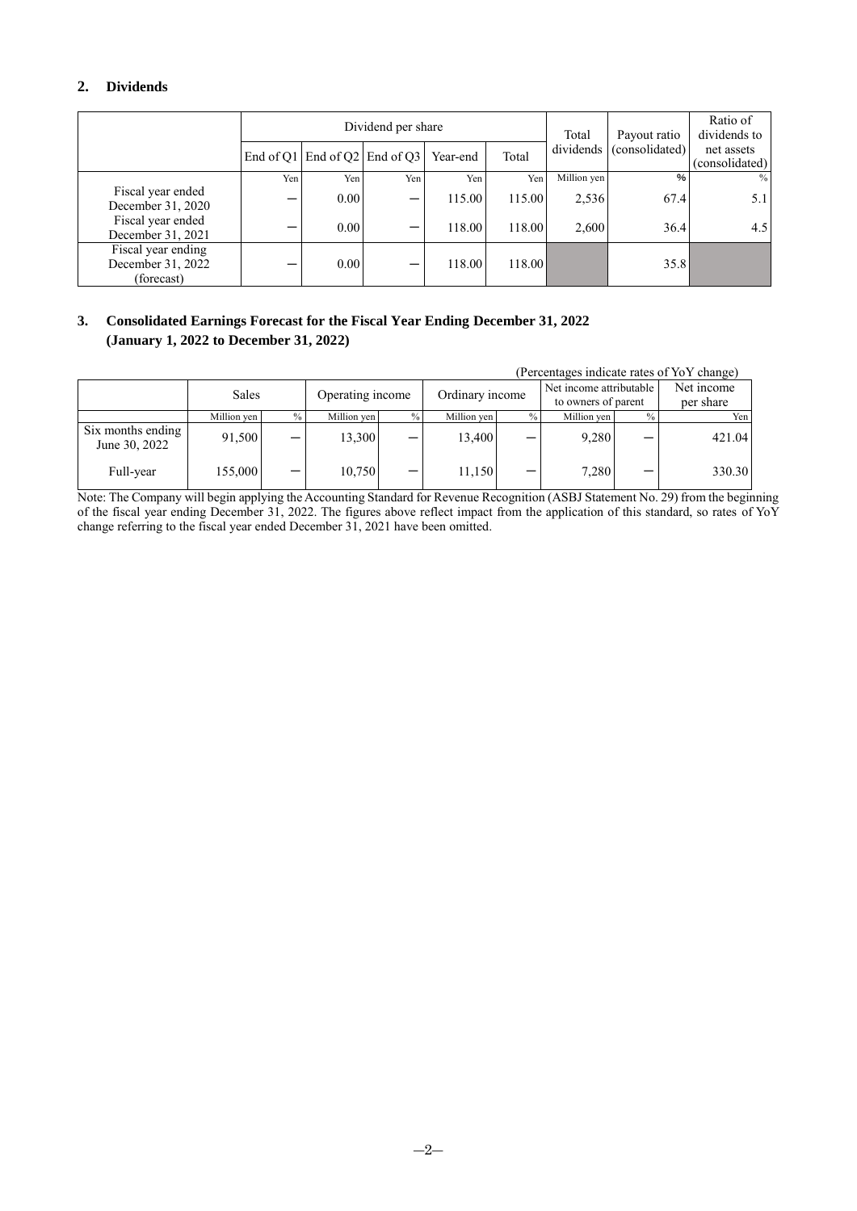## 2. Dividends

| | Dividend per share | | | | | Total dividends | Payout ratio (consolidated) | Ratio of dividends to net assets (consolidated) |
|---|---|---|---|---|---|---|---|---|
| | End of Q1 | End of Q2 | End of Q3 | Year-end | Total | | | |
| | Yen | Yen | Yen | Yen | Yen | Million yen | % | % |
| Fiscal year ended December 31, 2020 | ー | 0.00 | ー | 115.00 | 115.00 | 2,536 | 67.4 | 5.1 |
| Fiscal year ended December 31, 2021 | ー | 0.00 | ー | 118.00 | 118.00 | 2,600 | 36.4 | 4.5 |
| Fiscal year ending December 31, 2022 (forecast) | ー | 0.00 | ー | 118.00 | 118.00 | | 35.8 | |

## 3. Consolidated Earnings Forecast for the Fiscal Year Ending December 31, 2022 (January 1, 2022 to December 31, 2022)

(Percentages indicate rates of YoY change)

| | Sales | | Operating income | | Ordinary income | | Net income attributable to owners of parent | | Net income per share |
|---|---|---|---|---|---|---|---|---|---|
| | Million yen | % | Million yen | % | Million yen | % | Million yen | % | Yen |
| Six months ending June 30, 2022 | 91,500 | ー | 13,300 | ー | 13,400 | ー | 9,280 | ー | 421.04 |
| Full-year | 155,000 | ー | 10,750 | ー | 11,150 | ー | 7,280 | ー | 330.30 |

Note: The Company will begin applying the Accounting Standard for Revenue Recognition (ASBJ Statement No. 29) from the beginning of the fiscal year ending December 31, 2022. The figures above reflect impact from the application of this standard, so rates of YoY change referring to the fiscal year ended December 31, 2021 have been omitted.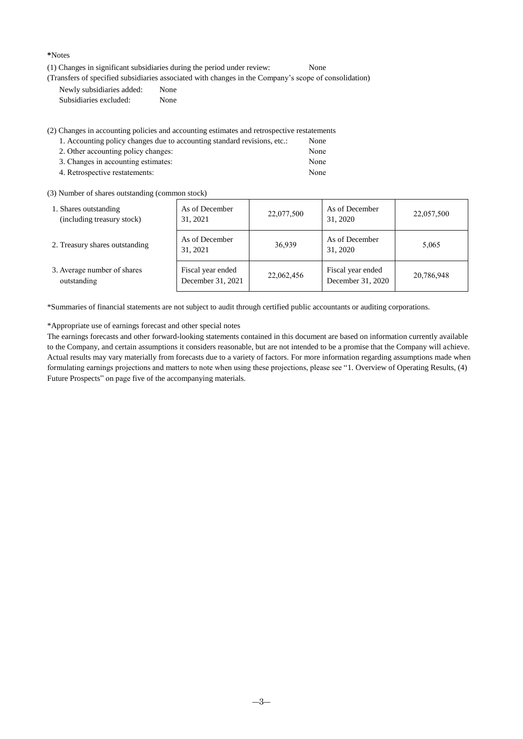**\*Notes**

(1) Changes in significant subsidiaries during the period under review: None

(Transfers of specified subsidiaries associated with changes in the Company's scope of consolidation)

Newly subsidiaries added: None
Subsidiaries excluded: None

(2) Changes in accounting policies and accounting estimates and retrospective restatements

1. Accounting policy changes due to accounting standard revisions, etc.: None
2. Other accounting policy changes: None
3. Changes in accounting estimates: None
4. Retrospective restatements: None

(3) Number of shares outstanding (common stock)

| | | | | |
|---|---|---|---|---|
| 1. Shares outstanding (including treasury stock) | As of December 31, 2021 | 22,077,500 | As of December 31, 2020 | 22,057,500 |
| 2. Treasury shares outstanding | As of December 31, 2021 | 36,939 | As of December 31, 2020 | 5,065 |
| 3. Average number of shares outstanding | Fiscal year ended December 31, 2021 | 22,062,456 | Fiscal year ended December 31, 2020 | 20,786,948 |

\*Summaries of financial statements are not subject to audit through certified public accountants or auditing corporations.

\*Appropriate use of earnings forecast and other special notes

The earnings forecasts and other forward-looking statements contained in this document are based on information currently available to the Company, and certain assumptions it considers reasonable, but are not intended to be a promise that the Company will achieve. Actual results may vary materially from forecasts due to a variety of factors. For more information regarding assumptions made when formulating earnings projections and matters to note when using these projections, please see "1. Overview of Operating Results, (4) Future Prospects" on page five of the accompanying materials.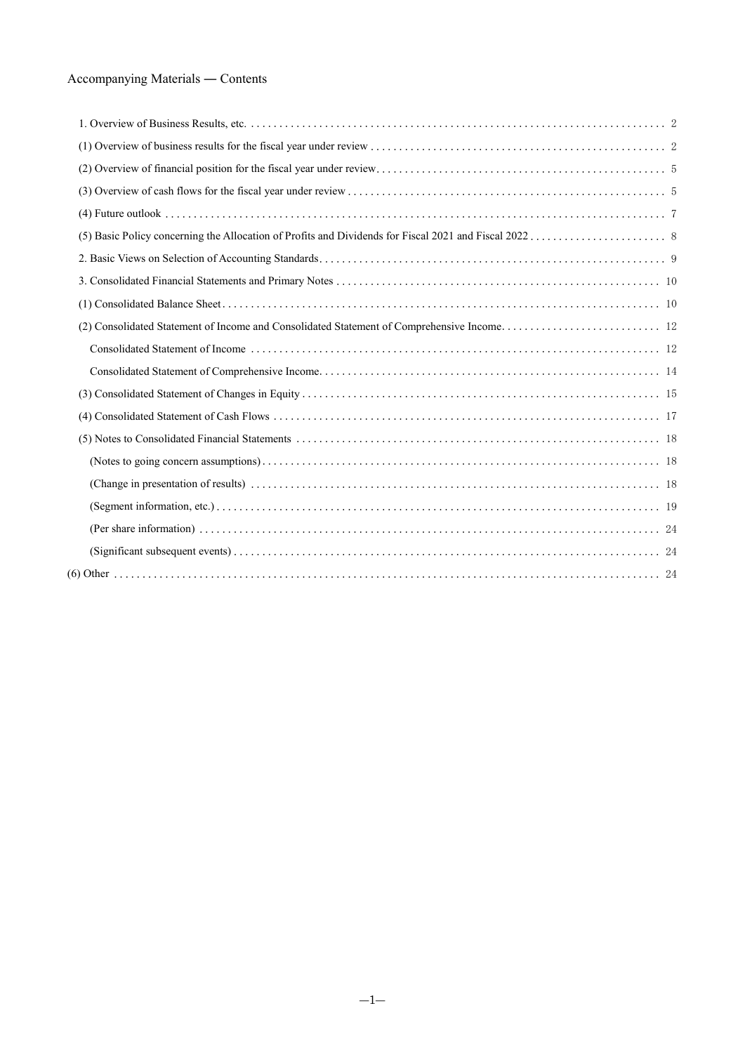# Accompanying Materials ― Contents

1. Overview of Business Results, etc. ........................................................................ 2
(1) Overview of business results for the fiscal year under review ........................................ 2
(2) Overview of financial position for the fiscal year under review........................................ 5
(3) Overview of cash flows for the fiscal year under review ................................................ 5
(4) Future outlook ....................................................................................... 7
(5) Basic Policy concerning the Allocation of Profits and Dividends for Fiscal 2021 and Fiscal 2022 ........................ 8
2. Basic Views on Selection of Accounting Standards........................................................... 9
3. Consolidated Financial Statements and Primary Notes ...................................................... 10
(1) Consolidated Balance Sheet........................................................................... 10
(2) Consolidated Statement of Income and Consolidated Statement of Comprehensive Income........................... 12
Consolidated Statement of Income ....................................................................... 12
Consolidated Statement of Comprehensive Income........................................................... 14
(3) Consolidated Statement of Changes in Equity ............................................................ 15
(4) Consolidated Statement of Cash Flows .................................................................. 17
(5) Notes to Consolidated Financial Statements ............................................................. 18
(Notes to going concern assumptions)..................................................................... 18
(Change in presentation of results) ....................................................................... 18
(Segment information, etc.)............................................................................ 19
(Per share information) ............................................................................... 24
(Significant subsequent events) .......................................................................... 24
(6) Other ............................................................................................. 24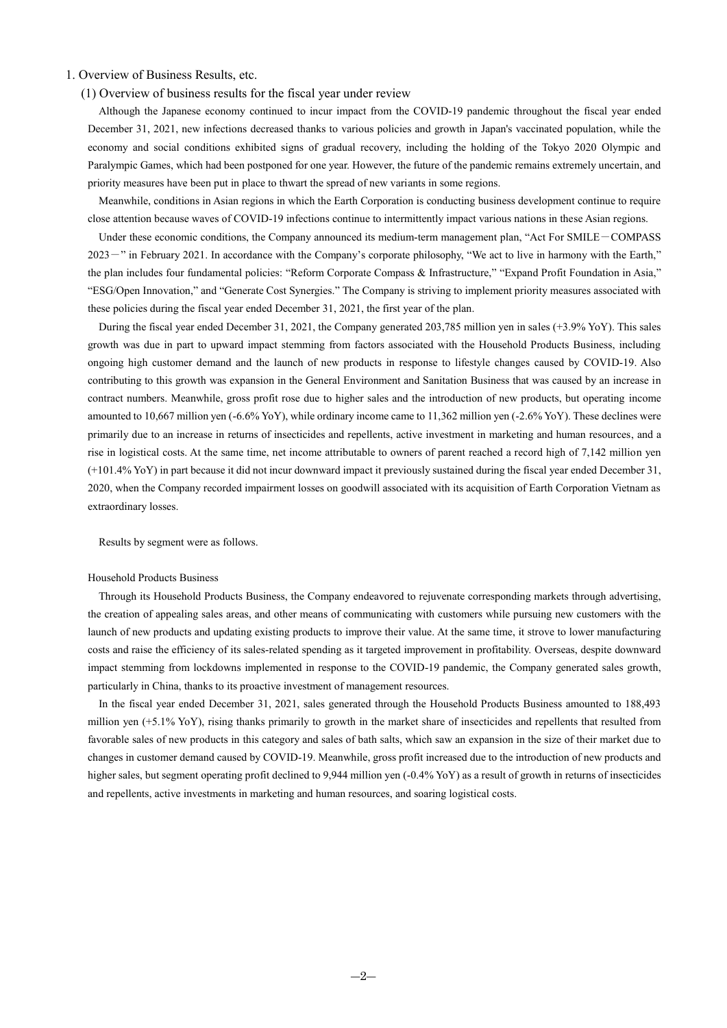# 1. Overview of Business Results, etc.

## (1) Overview of business results for the fiscal year under review

Although the Japanese economy continued to incur impact from the COVID-19 pandemic throughout the fiscal year ended December 31, 2021, new infections decreased thanks to various policies and growth in Japan's vaccinated population, while the economy and social conditions exhibited signs of gradual recovery, including the holding of the Tokyo 2020 Olympic and Paralympic Games, which had been postponed for one year. However, the future of the pandemic remains extremely uncertain, and priority measures have been put in place to thwart the spread of new variants in some regions.

Meanwhile, conditions in Asian regions in which the Earth Corporation is conducting business development continue to require close attention because waves of COVID-19 infections continue to intermittently impact various nations in these Asian regions.

Under these economic conditions, the Company announced its medium-term management plan, "Act For SMILE－COMPASS 2023－" in February 2021. In accordance with the Company's corporate philosophy, "We act to live in harmony with the Earth," the plan includes four fundamental policies: "Reform Corporate Compass & Infrastructure," "Expand Profit Foundation in Asia," "ESG/Open Innovation," and "Generate Cost Synergies." The Company is striving to implement priority measures associated with these policies during the fiscal year ended December 31, 2021, the first year of the plan.

During the fiscal year ended December 31, 2021, the Company generated 203,785 million yen in sales (+3.9% YoY). This sales growth was due in part to upward impact stemming from factors associated with the Household Products Business, including ongoing high customer demand and the launch of new products in response to lifestyle changes caused by COVID-19. Also contributing to this growth was expansion in the General Environment and Sanitation Business that was caused by an increase in contract numbers. Meanwhile, gross profit rose due to higher sales and the introduction of new products, but operating income amounted to 10,667 million yen (-6.6% YoY), while ordinary income came to 11,362 million yen (-2.6% YoY). These declines were primarily due to an increase in returns of insecticides and repellents, active investment in marketing and human resources, and a rise in logistical costs. At the same time, net income attributable to owners of parent reached a record high of 7,142 million yen (+101.4% YoY) in part because it did not incur downward impact it previously sustained during the fiscal year ended December 31, 2020, when the Company recorded impairment losses on goodwill associated with its acquisition of Earth Corporation Vietnam as extraordinary losses.

Results by segment were as follows.

Household Products Business

Through its Household Products Business, the Company endeavored to rejuvenate corresponding markets through advertising, the creation of appealing sales areas, and other means of communicating with customers while pursuing new customers with the launch of new products and updating existing products to improve their value. At the same time, it strove to lower manufacturing costs and raise the efficiency of its sales-related spending as it targeted improvement in profitability. Overseas, despite downward impact stemming from lockdowns implemented in response to the COVID-19 pandemic, the Company generated sales growth, particularly in China, thanks to its proactive investment of management resources.

In the fiscal year ended December 31, 2021, sales generated through the Household Products Business amounted to 188,493 million yen (+5.1% YoY), rising thanks primarily to growth in the market share of insecticides and repellents that resulted from favorable sales of new products in this category and sales of bath salts, which saw an expansion in the size of their market due to changes in customer demand caused by COVID-19. Meanwhile, gross profit increased due to the introduction of new products and higher sales, but segment operating profit declined to 9,944 million yen (-0.4% YoY) as a result of growth in returns of insecticides and repellents, active investments in marketing and human resources, and soaring logistical costs.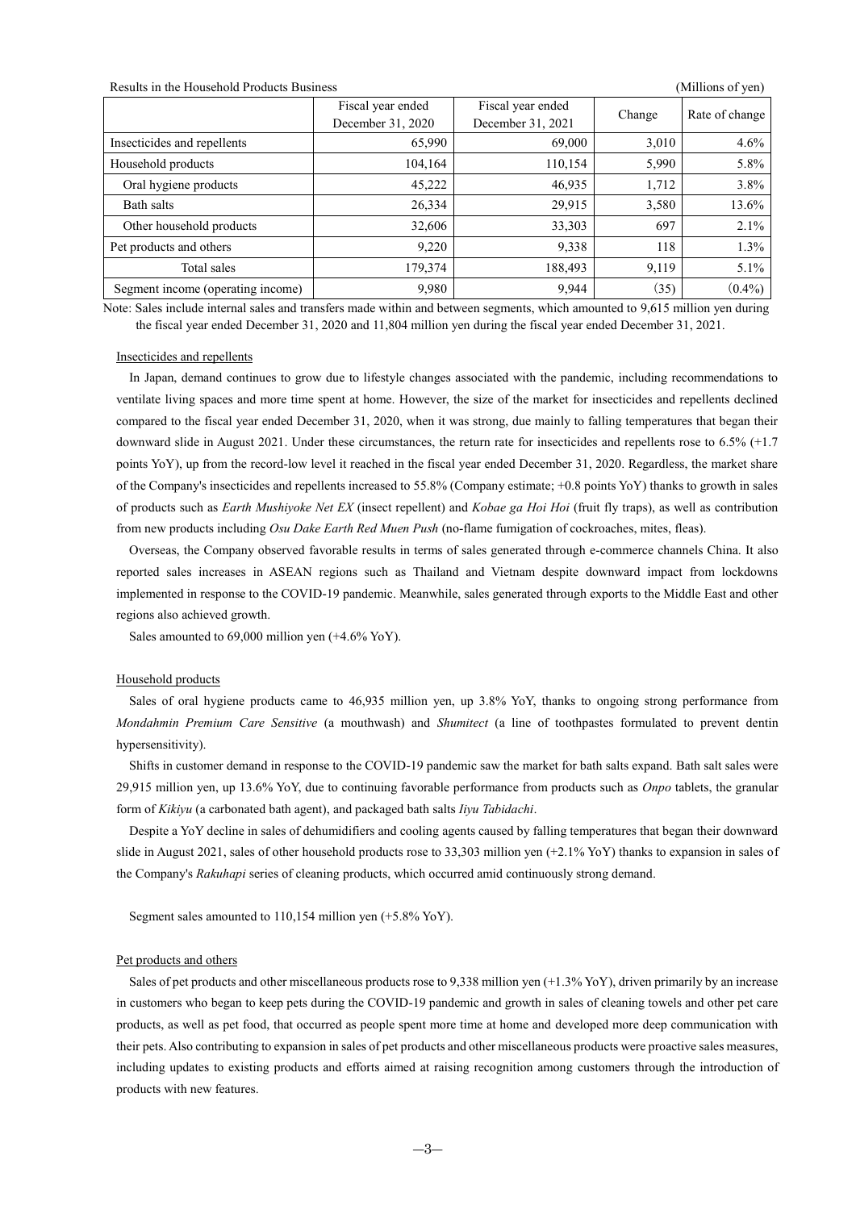Results in the Household Products Business (Millions of yen)

| | Fiscal year ended December 31, 2020 | Fiscal year ended December 31, 2021 | Change | Rate of change |
|---|---|---|---|---|
| Insecticides and repellents | 65,990 | 69,000 | 3,010 | 4.6% |
| Household products | 104,164 | 110,154 | 5,990 | 5.8% |
| Oral hygiene products | 45,222 | 46,935 | 1,712 | 3.8% |
| Bath salts | 26,334 | 29,915 | 3,580 | 13.6% |
| Other household products | 32,606 | 33,303 | 697 | 2.1% |
| Pet products and others | 9,220 | 9,338 | 118 | 1.3% |
| Total sales | 179,374 | 188,493 | 9,119 | 5.1% |
| Segment income (operating income) | 9,980 | 9,944 | (35) | (0.4%) |

Note: Sales include internal sales and transfers made within and between segments, which amounted to 9,615 million yen during the fiscal year ended December 31, 2020 and 11,804 million yen during the fiscal year ended December 31, 2021.

Insecticides and repellents

In Japan, demand continues to grow due to lifestyle changes associated with the pandemic, including recommendations to ventilate living spaces and more time spent at home. However, the size of the market for insecticides and repellents declined compared to the fiscal year ended December 31, 2020, when it was strong, due mainly to falling temperatures that began their downward slide in August 2021. Under these circumstances, the return rate for insecticides and repellents rose to 6.5% (+1.7 points YoY), up from the record-low level it reached in the fiscal year ended December 31, 2020. Regardless, the market share of the Company's insecticides and repellents increased to 55.8% (Company estimate; +0.8 points YoY) thanks to growth in sales of products such as *Earth Mushiyoke Net EX* (insect repellent) and *Kobae ga Hoi Hoi* (fruit fly traps), as well as contribution from new products including *Osu Dake Earth Red Muen Push* (no-flame fumigation of cockroaches, mites, fleas).

Overseas, the Company observed favorable results in terms of sales generated through e-commerce channels China. It also reported sales increases in ASEAN regions such as Thailand and Vietnam despite downward impact from lockdowns implemented in response to the COVID-19 pandemic. Meanwhile, sales generated through exports to the Middle East and other regions also achieved growth.

Sales amounted to 69,000 million yen (+4.6% YoY).

Household products

Sales of oral hygiene products came to 46,935 million yen, up 3.8% YoY, thanks to ongoing strong performance from *Mondahmin Premium Care Sensitive* (a mouthwash) and *Shumitect* (a line of toothpastes formulated to prevent dentin hypersensitivity).

Shifts in customer demand in response to the COVID-19 pandemic saw the market for bath salts expand. Bath salt sales were 29,915 million yen, up 13.6% YoY, due to continuing favorable performance from products such as *Onpo* tablets, the granular form of *Kikiyu* (a carbonated bath agent), and packaged bath salts *Iiyu Tabidachi*.

Despite a YoY decline in sales of dehumidifiers and cooling agents caused by falling temperatures that began their downward slide in August 2021, sales of other household products rose to 33,303 million yen (+2.1% YoY) thanks to expansion in sales of the Company's *Rakuhapi* series of cleaning products, which occurred amid continuously strong demand.

Segment sales amounted to 110,154 million yen (+5.8% YoY).

Pet products and others

Sales of pet products and other miscellaneous products rose to 9,338 million yen (+1.3% YoY), driven primarily by an increase in customers who began to keep pets during the COVID-19 pandemic and growth in sales of cleaning towels and other pet care products, as well as pet food, that occurred as people spent more time at home and developed more deep communication with their pets. Also contributing to expansion in sales of pet products and other miscellaneous products were proactive sales measures, including updates to existing products and efforts aimed at raising recognition among customers through the introduction of products with new features.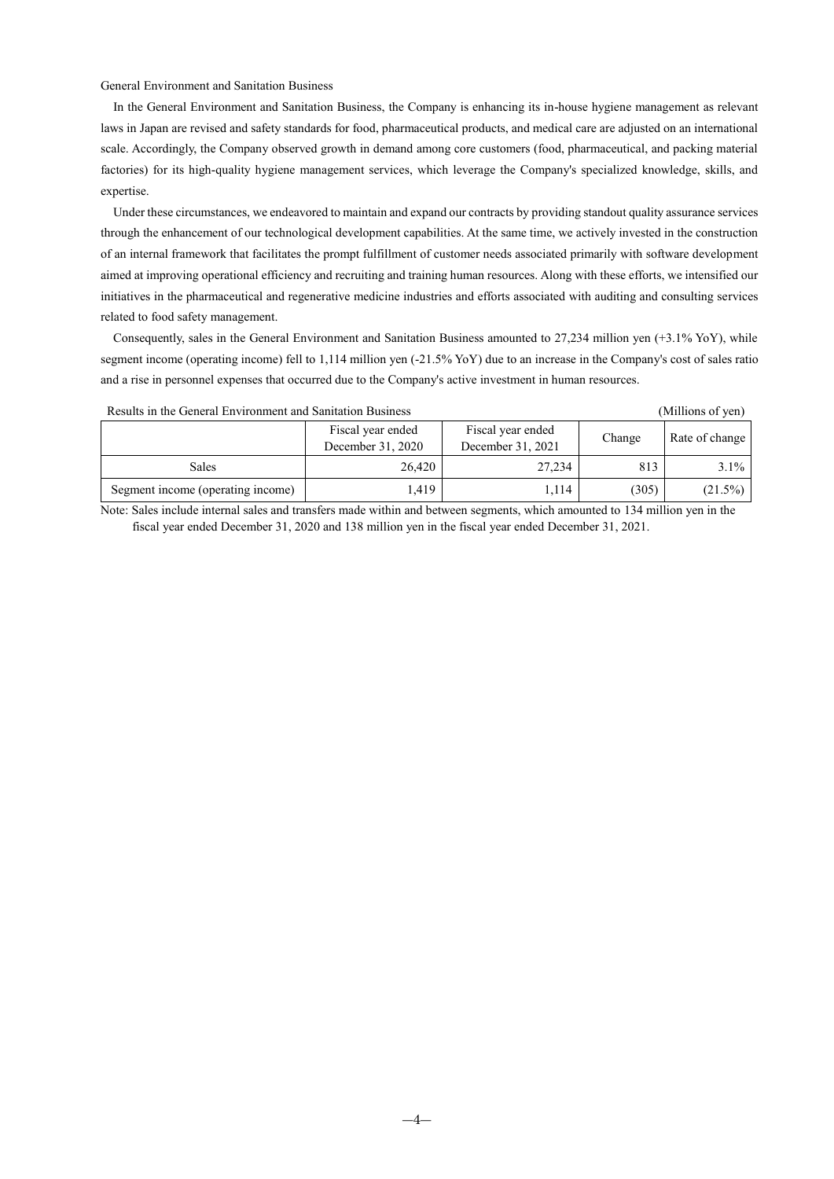### General Environment and Sanitation Business

In the General Environment and Sanitation Business, the Company is enhancing its in-house hygiene management as relevant laws in Japan are revised and safety standards for food, pharmaceutical products, and medical care are adjusted on an international scale. Accordingly, the Company observed growth in demand among core customers (food, pharmaceutical, and packing material factories) for its high-quality hygiene management services, which leverage the Company's specialized knowledge, skills, and expertise.

Under these circumstances, we endeavored to maintain and expand our contracts by providing standout quality assurance services through the enhancement of our technological development capabilities. At the same time, we actively invested in the construction of an internal framework that facilitates the prompt fulfillment of customer needs associated primarily with software development aimed at improving operational efficiency and recruiting and training human resources. Along with these efforts, we intensified our initiatives in the pharmaceutical and regenerative medicine industries and efforts associated with auditing and consulting services related to food safety management.

Consequently, sales in the General Environment and Sanitation Business amounted to 27,234 million yen (+3.1% YoY), while segment income (operating income) fell to 1,114 million yen (-21.5% YoY) due to an increase in the Company's cost of sales ratio and a rise in personnel expenses that occurred due to the Company's active investment in human resources.

Results in the General Environment and Sanitation Business (Millions of yen)

| | Fiscal year ended December 31, 2020 | Fiscal year ended December 31, 2021 | Change | Rate of change |
|---|---|---|---|---|
| Sales | 26,420 | 27,234 | 813 | 3.1% |
| Segment income (operating income) | 1,419 | 1,114 | (305) | (21.5%) |

Note: Sales include internal sales and transfers made within and between segments, which amounted to 134 million yen in the fiscal year ended December 31, 2020 and 138 million yen in the fiscal year ended December 31, 2021.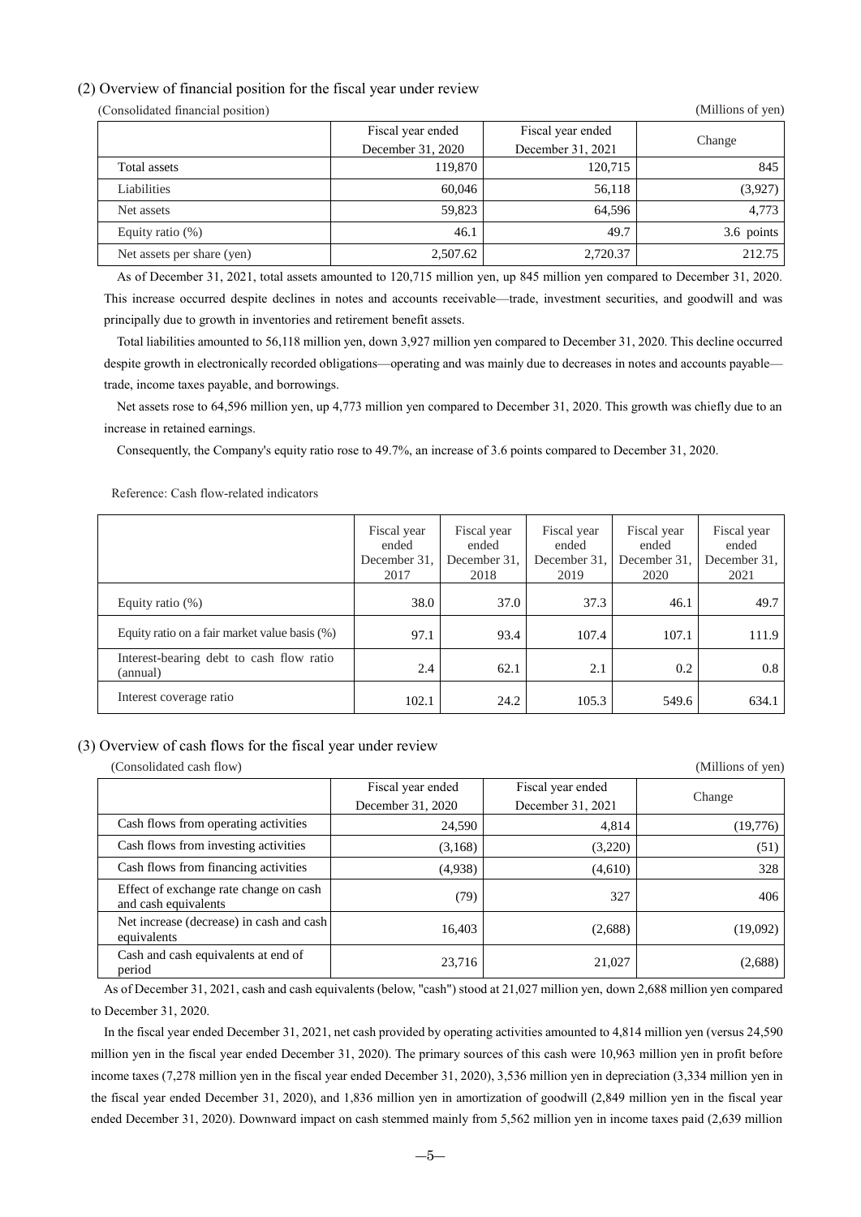### (2) Overview of financial position for the fiscal year under review

(Consolidated financial position) (Millions of yen)

| | Fiscal year ended December 31, 2020 | Fiscal year ended December 31, 2021 | Change |
|---|---|---|---|
| Total assets | 119,870 | 120,715 | 845 |
| Liabilities | 60,046 | 56,118 | (3,927) |
| Net assets | 59,823 | 64,596 | 4,773 |
| Equity ratio (%) | 46.1 | 49.7 | 3.6 points |
| Net assets per share (yen) | 2,507.62 | 2,720.37 | 212.75 |

As of December 31, 2021, total assets amounted to 120,715 million yen, up 845 million yen compared to December 31, 2020. This increase occurred despite declines in notes and accounts receivable—trade, investment securities, and goodwill and was principally due to growth in inventories and retirement benefit assets.

Total liabilities amounted to 56,118 million yen, down 3,927 million yen compared to December 31, 2020. This decline occurred despite growth in electronically recorded obligations—operating and was mainly due to decreases in notes and accounts payable—trade, income taxes payable, and borrowings.

Net assets rose to 64,596 million yen, up 4,773 million yen compared to December 31, 2020. This growth was chiefly due to an increase in retained earnings.

Consequently, the Company's equity ratio rose to 49.7%, an increase of 3.6 points compared to December 31, 2020.

Reference: Cash flow-related indicators

| | Fiscal year ended December 31, 2017 | Fiscal year ended December 31, 2018 | Fiscal year ended December 31, 2019 | Fiscal year ended December 31, 2020 | Fiscal year ended December 31, 2021 |
|---|---|---|---|---|---|
| Equity ratio (%) | 38.0 | 37.0 | 37.3 | 46.1 | 49.7 |
| Equity ratio on a fair market value basis (%) | 97.1 | 93.4 | 107.4 | 107.1 | 111.9 |
| Interest-bearing debt to cash flow ratio (annual) | 2.4 | 62.1 | 2.1 | 0.2 | 0.8 |
| Interest coverage ratio | 102.1 | 24.2 | 105.3 | 549.6 | 634.1 |

### (3) Overview of cash flows for the fiscal year under review

(Consolidated cash flow) (Millions of yen)

| | Fiscal year ended December 31, 2020 | Fiscal year ended December 31, 2021 | Change |
|---|---|---|---|
| Cash flows from operating activities | 24,590 | 4,814 | (19,776) |
| Cash flows from investing activities | (3,168) | (3,220) | (51) |
| Cash flows from financing activities | (4,938) | (4,610) | 328 |
| Effect of exchange rate change on cash and cash equivalents | (79) | 327 | 406 |
| Net increase (decrease) in cash and cash equivalents | 16,403 | (2,688) | (19,092) |
| Cash and cash equivalents at end of period | 23,716 | 21,027 | (2,688) |

As of December 31, 2021, cash and cash equivalents (below, "cash") stood at 21,027 million yen, down 2,688 million yen compared to December 31, 2020.

In the fiscal year ended December 31, 2021, net cash provided by operating activities amounted to 4,814 million yen (versus 24,590 million yen in the fiscal year ended December 31, 2020). The primary sources of this cash were 10,963 million yen in profit before income taxes (7,278 million yen in the fiscal year ended December 31, 2020), 3,536 million yen in depreciation (3,334 million yen in the fiscal year ended December 31, 2020), and 1,836 million yen in amortization of goodwill (2,849 million yen in the fiscal year ended December 31, 2020). Downward impact on cash stemmed mainly from 5,562 million yen in income taxes paid (2,639 million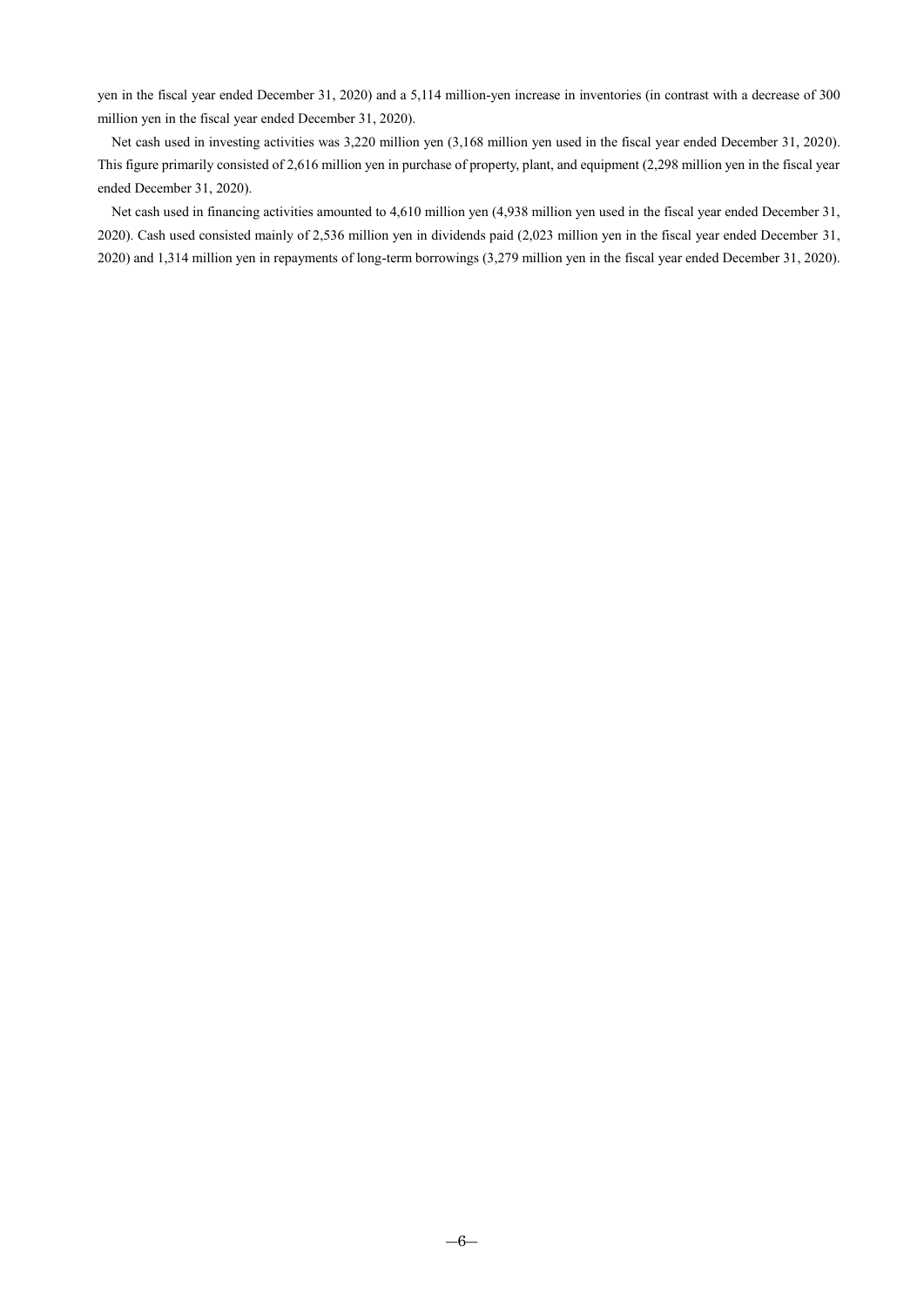yen in the fiscal year ended December 31, 2020) and a 5,114 million-yen increase in inventories (in contrast with a decrease of 300 million yen in the fiscal year ended December 31, 2020).

Net cash used in investing activities was 3,220 million yen (3,168 million yen used in the fiscal year ended December 31, 2020). This figure primarily consisted of 2,616 million yen in purchase of property, plant, and equipment (2,298 million yen in the fiscal year ended December 31, 2020).

Net cash used in financing activities amounted to 4,610 million yen (4,938 million yen used in the fiscal year ended December 31, 2020). Cash used consisted mainly of 2,536 million yen in dividends paid (2,023 million yen in the fiscal year ended December 31, 2020) and 1,314 million yen in repayments of long-term borrowings (3,279 million yen in the fiscal year ended December 31, 2020).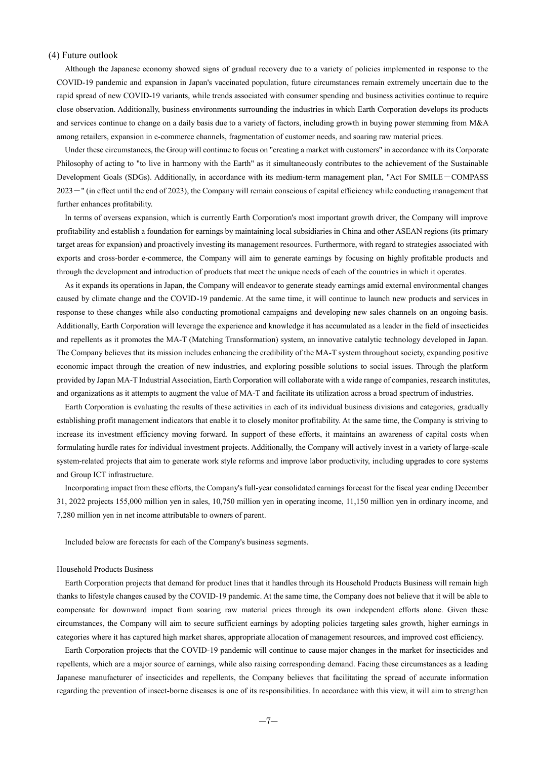### (4) Future outlook

Although the Japanese economy showed signs of gradual recovery due to a variety of policies implemented in response to the COVID-19 pandemic and expansion in Japan's vaccinated population, future circumstances remain extremely uncertain due to the rapid spread of new COVID-19 variants, while trends associated with consumer spending and business activities continue to require close observation. Additionally, business environments surrounding the industries in which Earth Corporation develops its products and services continue to change on a daily basis due to a variety of factors, including growth in buying power stemming from M&A among retailers, expansion in e-commerce channels, fragmentation of customer needs, and soaring raw material prices.

Under these circumstances, the Group will continue to focus on "creating a market with customers" in accordance with its Corporate Philosophy of acting to "to live in harmony with the Earth" as it simultaneously contributes to the achievement of the Sustainable Development Goals (SDGs). Additionally, in accordance with its medium-term management plan, "Act For SMILE－COMPASS 2023－" (in effect until the end of 2023), the Company will remain conscious of capital efficiency while conducting management that further enhances profitability.

In terms of overseas expansion, which is currently Earth Corporation's most important growth driver, the Company will improve profitability and establish a foundation for earnings by maintaining local subsidiaries in China and other ASEAN regions (its primary target areas for expansion) and proactively investing its management resources. Furthermore, with regard to strategies associated with exports and cross-border e-commerce, the Company will aim to generate earnings by focusing on highly profitable products and through the development and introduction of products that meet the unique needs of each of the countries in which it operates.

As it expands its operations in Japan, the Company will endeavor to generate steady earnings amid external environmental changes caused by climate change and the COVID-19 pandemic. At the same time, it will continue to launch new products and services in response to these changes while also conducting promotional campaigns and developing new sales channels on an ongoing basis. Additionally, Earth Corporation will leverage the experience and knowledge it has accumulated as a leader in the field of insecticides and repellents as it promotes the MA-T (Matching Transformation) system, an innovative catalytic technology developed in Japan. The Company believes that its mission includes enhancing the credibility of the MA-T system throughout society, expanding positive economic impact through the creation of new industries, and exploring possible solutions to social issues. Through the platform provided by Japan MA-T Industrial Association, Earth Corporation will collaborate with a wide range of companies, research institutes, and organizations as it attempts to augment the value of MA-T and facilitate its utilization across a broad spectrum of industries.

Earth Corporation is evaluating the results of these activities in each of its individual business divisions and categories, gradually establishing profit management indicators that enable it to closely monitor profitability. At the same time, the Company is striving to increase its investment efficiency moving forward. In support of these efforts, it maintains an awareness of capital costs when formulating hurdle rates for individual investment projects. Additionally, the Company will actively invest in a variety of large-scale system-related projects that aim to generate work style reforms and improve labor productivity, including upgrades to core systems and Group ICT infrastructure.

Incorporating impact from these efforts, the Company's full-year consolidated earnings forecast for the fiscal year ending December 31, 2022 projects 155,000 million yen in sales, 10,750 million yen in operating income, 11,150 million yen in ordinary income, and 7,280 million yen in net income attributable to owners of parent.

Included below are forecasts for each of the Company's business segments.

Household Products Business

Earth Corporation projects that demand for product lines that it handles through its Household Products Business will remain high thanks to lifestyle changes caused by the COVID-19 pandemic. At the same time, the Company does not believe that it will be able to compensate for downward impact from soaring raw material prices through its own independent efforts alone. Given these circumstances, the Company will aim to secure sufficient earnings by adopting policies targeting sales growth, higher earnings in categories where it has captured high market shares, appropriate allocation of management resources, and improved cost efficiency.

Earth Corporation projects that the COVID-19 pandemic will continue to cause major changes in the market for insecticides and repellents, which are a major source of earnings, while also raising corresponding demand. Facing these circumstances as a leading Japanese manufacturer of insecticides and repellents, the Company believes that facilitating the spread of accurate information regarding the prevention of insect-borne diseases is one of its responsibilities. In accordance with this view, it will aim to strengthen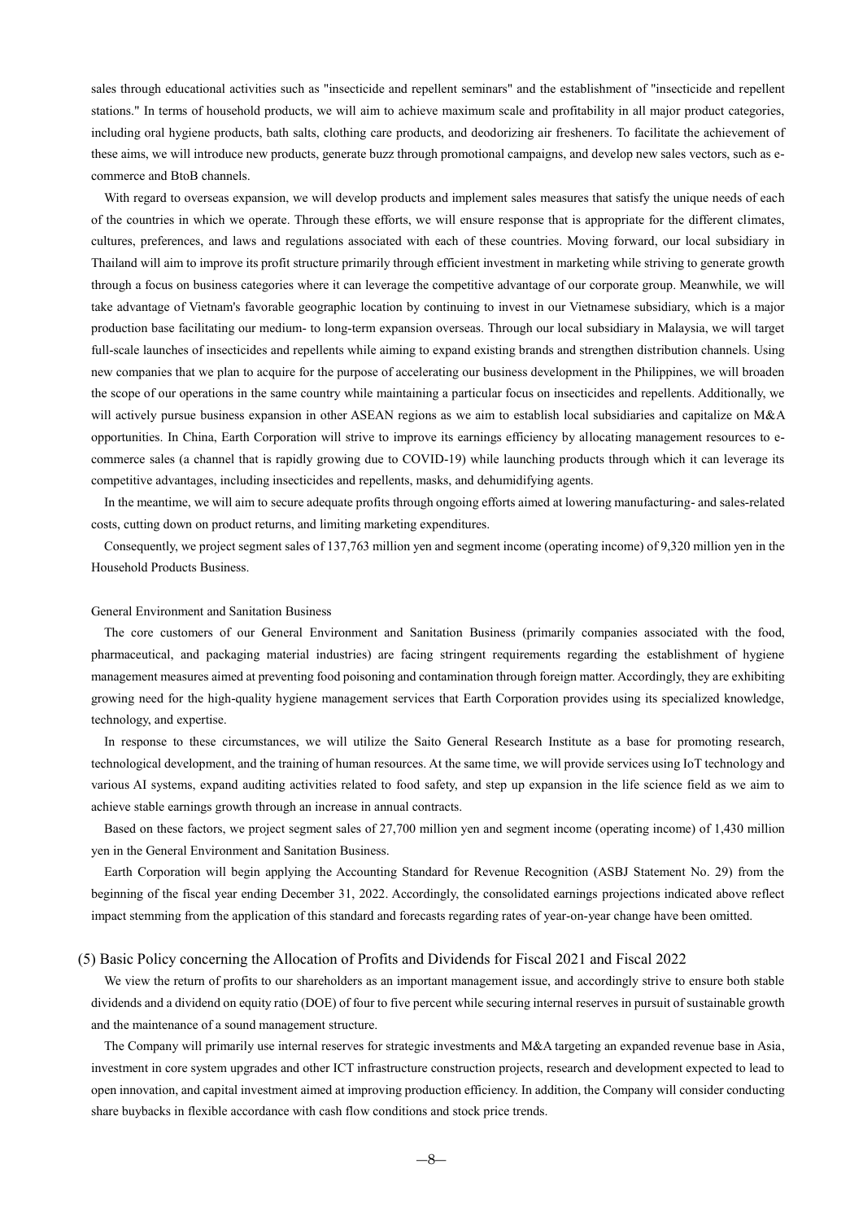sales through educational activities such as "insecticide and repellent seminars" and the establishment of "insecticide and repellent stations." In terms of household products, we will aim to achieve maximum scale and profitability in all major product categories, including oral hygiene products, bath salts, clothing care products, and deodorizing air fresheners. To facilitate the achievement of these aims, we will introduce new products, generate buzz through promotional campaigns, and develop new sales vectors, such as e-commerce and BtoB channels.

With regard to overseas expansion, we will develop products and implement sales measures that satisfy the unique needs of each of the countries in which we operate. Through these efforts, we will ensure response that is appropriate for the different climates, cultures, preferences, and laws and regulations associated with each of these countries. Moving forward, our local subsidiary in Thailand will aim to improve its profit structure primarily through efficient investment in marketing while striving to generate growth through a focus on business categories where it can leverage the competitive advantage of our corporate group. Meanwhile, we will take advantage of Vietnam's favorable geographic location by continuing to invest in our Vietnamese subsidiary, which is a major production base facilitating our medium- to long-term expansion overseas. Through our local subsidiary in Malaysia, we will target full-scale launches of insecticides and repellents while aiming to expand existing brands and strengthen distribution channels. Using new companies that we plan to acquire for the purpose of accelerating our business development in the Philippines, we will broaden the scope of our operations in the same country while maintaining a particular focus on insecticides and repellents. Additionally, we will actively pursue business expansion in other ASEAN regions as we aim to establish local subsidiaries and capitalize on M&A opportunities. In China, Earth Corporation will strive to improve its earnings efficiency by allocating management resources to e-commerce sales (a channel that is rapidly growing due to COVID-19) while launching products through which it can leverage its competitive advantages, including insecticides and repellents, masks, and dehumidifying agents.

In the meantime, we will aim to secure adequate profits through ongoing efforts aimed at lowering manufacturing- and sales-related costs, cutting down on product returns, and limiting marketing expenditures.

Consequently, we project segment sales of 137,763 million yen and segment income (operating income) of 9,320 million yen in the Household Products Business.

General Environment and Sanitation Business

The core customers of our General Environment and Sanitation Business (primarily companies associated with the food, pharmaceutical, and packaging material industries) are facing stringent requirements regarding the establishment of hygiene management measures aimed at preventing food poisoning and contamination through foreign matter. Accordingly, they are exhibiting growing need for the high-quality hygiene management services that Earth Corporation provides using its specialized knowledge, technology, and expertise.

In response to these circumstances, we will utilize the Saito General Research Institute as a base for promoting research, technological development, and the training of human resources. At the same time, we will provide services using IoT technology and various AI systems, expand auditing activities related to food safety, and step up expansion in the life science field as we aim to achieve stable earnings growth through an increase in annual contracts.

Based on these factors, we project segment sales of 27,700 million yen and segment income (operating income) of 1,430 million yen in the General Environment and Sanitation Business.

Earth Corporation will begin applying the Accounting Standard for Revenue Recognition (ASBJ Statement No. 29) from the beginning of the fiscal year ending December 31, 2022. Accordingly, the consolidated earnings projections indicated above reflect impact stemming from the application of this standard and forecasts regarding rates of year-on-year change have been omitted.

### (5) Basic Policy concerning the Allocation of Profits and Dividends for Fiscal 2021 and Fiscal 2022

We view the return of profits to our shareholders as an important management issue, and accordingly strive to ensure both stable dividends and a dividend on equity ratio (DOE) of four to five percent while securing internal reserves in pursuit of sustainable growth and the maintenance of a sound management structure.

The Company will primarily use internal reserves for strategic investments and M&A targeting an expanded revenue base in Asia, investment in core system upgrades and other ICT infrastructure construction projects, research and development expected to lead to open innovation, and capital investment aimed at improving production efficiency. In addition, the Company will consider conducting share buybacks in flexible accordance with cash flow conditions and stock price trends.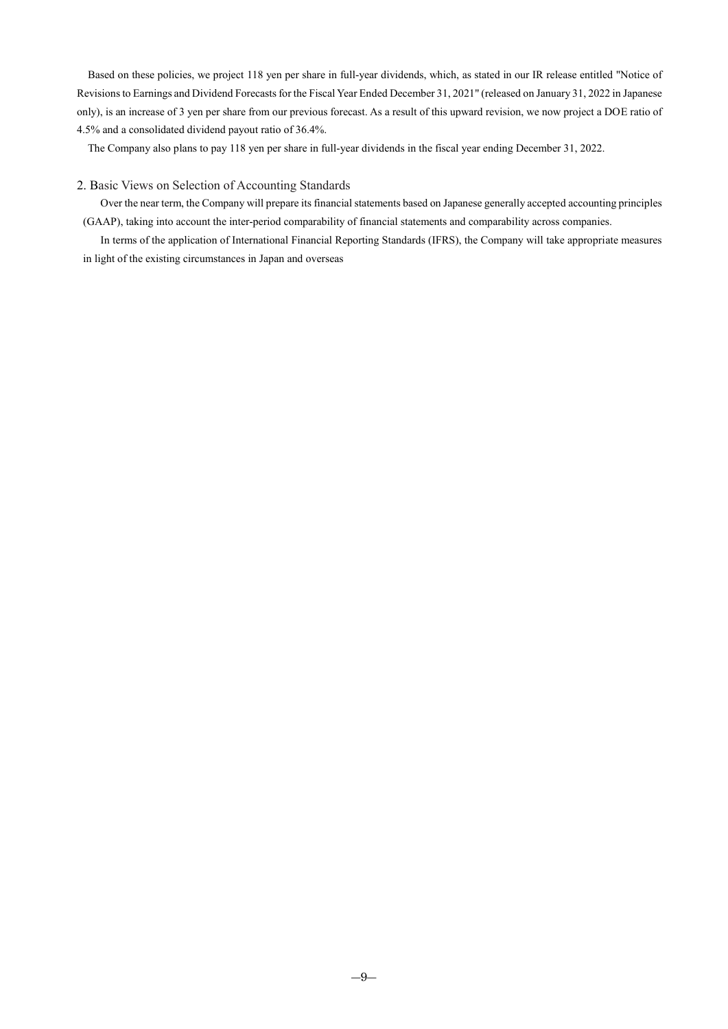Based on these policies, we project 118 yen per share in full-year dividends, which, as stated in our IR release entitled "Notice of Revisions to Earnings and Dividend Forecasts for the Fiscal Year Ended December 31, 2021" (released on January 31, 2022 in Japanese only), is an increase of 3 yen per share from our previous forecast. As a result of this upward revision, we now project a DOE ratio of 4.5% and a consolidated dividend payout ratio of 36.4%.

The Company also plans to pay 118 yen per share in full-year dividends in the fiscal year ending December 31, 2022.

## 2. Basic Views on Selection of Accounting Standards

Over the near term, the Company will prepare its financial statements based on Japanese generally accepted accounting principles (GAAP), taking into account the inter-period comparability of financial statements and comparability across companies.

In terms of the application of International Financial Reporting Standards (IFRS), the Company will take appropriate measures in light of the existing circumstances in Japan and overseas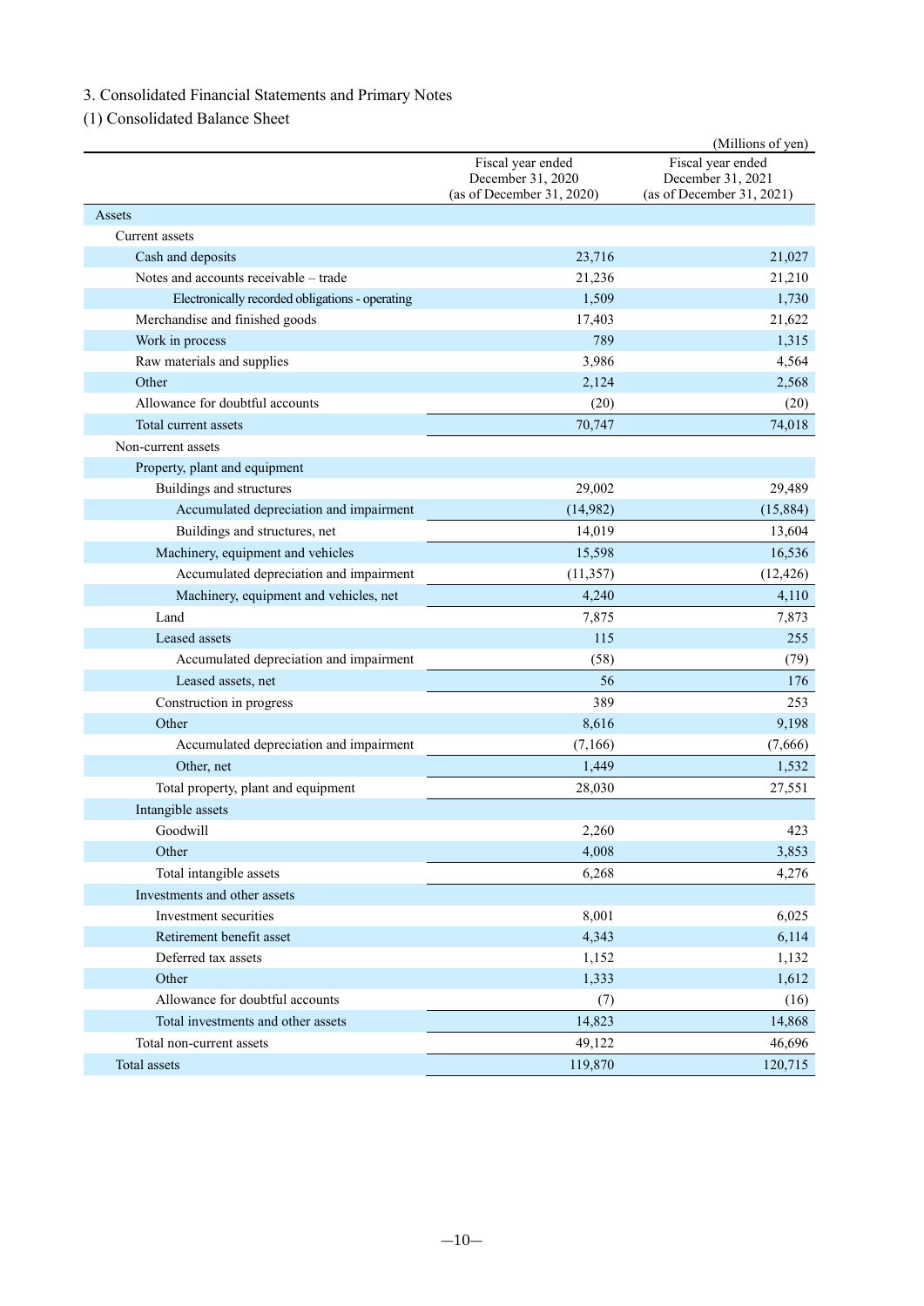## 3. Consolidated Financial Statements and Primary Notes

### (1) Consolidated Balance Sheet

(Millions of yen)

| | Fiscal year ended December 31, 2020 (as of December 31, 2020) | Fiscal year ended December 31, 2021 (as of December 31, 2021) |
|---|---|---|
| Assets | | |
| Current assets | | |
| Cash and deposits | 23,716 | 21,027 |
| Notes and accounts receivable – trade | 21,236 | 21,210 |
| Electronically recorded obligations - operating | 1,509 | 1,730 |
| Merchandise and finished goods | 17,403 | 21,622 |
| Work in process | 789 | 1,315 |
| Raw materials and supplies | 3,986 | 4,564 |
| Other | 2,124 | 2,568 |
| Allowance for doubtful accounts | (20) | (20) |
| Total current assets | 70,747 | 74,018 |
| Non-current assets | | |
| Property, plant and equipment | | |
| Buildings and structures | 29,002 | 29,489 |
| Accumulated depreciation and impairment | (14,982) | (15,884) |
| Buildings and structures, net | 14,019 | 13,604 |
| Machinery, equipment and vehicles | 15,598 | 16,536 |
| Accumulated depreciation and impairment | (11,357) | (12,426) |
| Machinery, equipment and vehicles, net | 4,240 | 4,110 |
| Land | 7,875 | 7,873 |
| Leased assets | 115 | 255 |
| Accumulated depreciation and impairment | (58) | (79) |
| Leased assets, net | 56 | 176 |
| Construction in progress | 389 | 253 |
| Other | 8,616 | 9,198 |
| Accumulated depreciation and impairment | (7,166) | (7,666) |
| Other, net | 1,449 | 1,532 |
| Total property, plant and equipment | 28,030 | 27,551 |
| Intangible assets | | |
| Goodwill | 2,260 | 423 |
| Other | 4,008 | 3,853 |
| Total intangible assets | 6,268 | 4,276 |
| Investments and other assets | | |
| Investment securities | 8,001 | 6,025 |
| Retirement benefit asset | 4,343 | 6,114 |
| Deferred tax assets | 1,152 | 1,132 |
| Other | 1,333 | 1,612 |
| Allowance for doubtful accounts | (7) | (16) |
| Total investments and other assets | 14,823 | 14,868 |
| Total non-current assets | 49,122 | 46,696 |
| Total assets | 119,870 | 120,715 |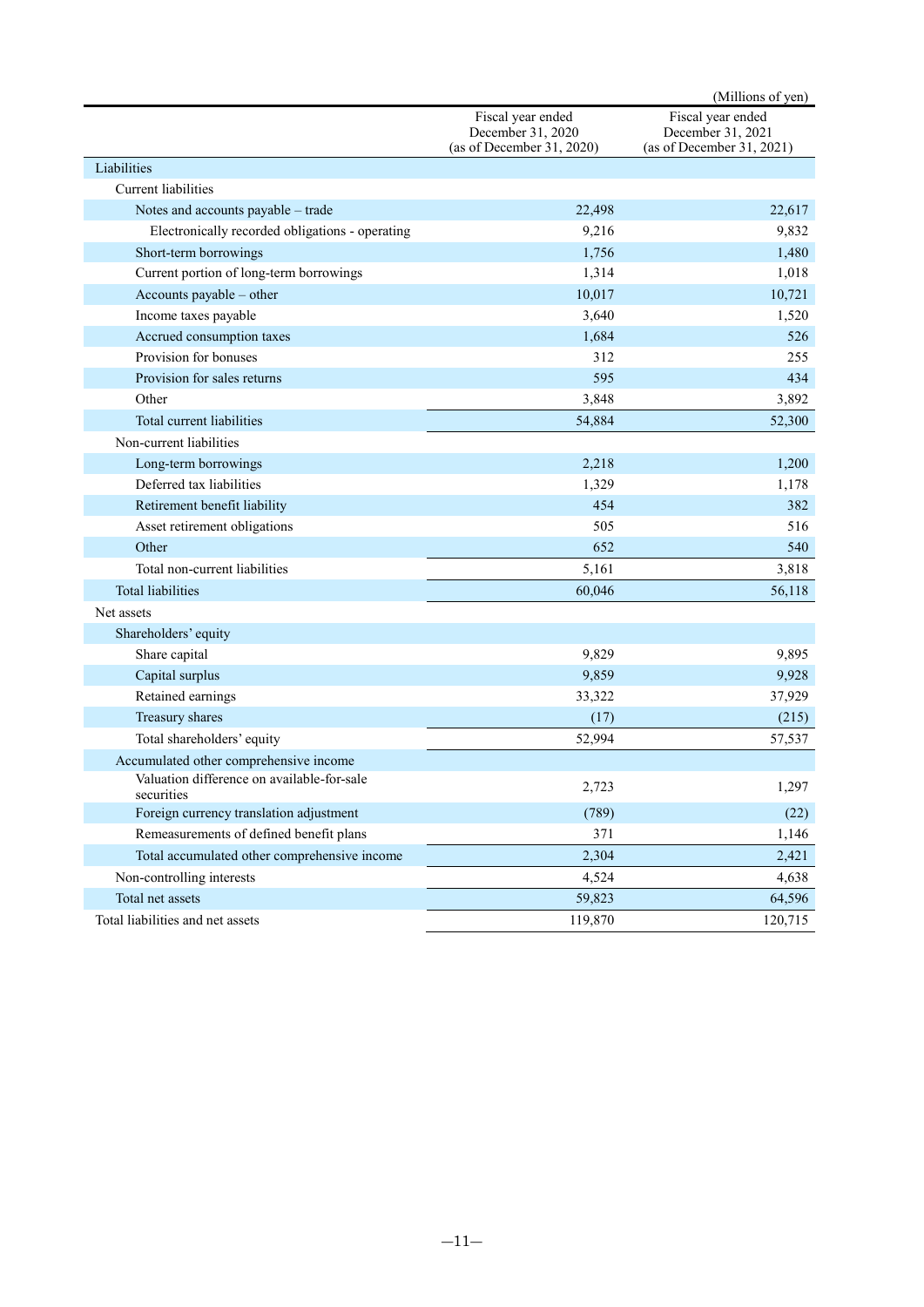(Millions of yen)

| | Fiscal year ended December 31, 2020 (as of December 31, 2020) | Fiscal year ended December 31, 2021 (as of December 31, 2021) |
|---|---|---|
| Liabilities | | |
| Current liabilities | | |
| Notes and accounts payable – trade | 22,498 | 22,617 |
| Electronically recorded obligations - operating | 9,216 | 9,832 |
| Short-term borrowings | 1,756 | 1,480 |
| Current portion of long-term borrowings | 1,314 | 1,018 |
| Accounts payable – other | 10,017 | 10,721 |
| Income taxes payable | 3,640 | 1,520 |
| Accrued consumption taxes | 1,684 | 526 |
| Provision for bonuses | 312 | 255 |
| Provision for sales returns | 595 | 434 |
| Other | 3,848 | 3,892 |
| Total current liabilities | 54,884 | 52,300 |
| Non-current liabilities | | |
| Long-term borrowings | 2,218 | 1,200 |
| Deferred tax liabilities | 1,329 | 1,178 |
| Retirement benefit liability | 454 | 382 |
| Asset retirement obligations | 505 | 516 |
| Other | 652 | 540 |
| Total non-current liabilities | 5,161 | 3,818 |
| Total liabilities | 60,046 | 56,118 |
| Net assets | | |
| Shareholders' equity | | |
| Share capital | 9,829 | 9,895 |
| Capital surplus | 9,859 | 9,928 |
| Retained earnings | 33,322 | 37,929 |
| Treasury shares | (17) | (215) |
| Total shareholders' equity | 52,994 | 57,537 |
| Accumulated other comprehensive income | | |
| Valuation difference on available-for-sale securities | 2,723 | 1,297 |
| Foreign currency translation adjustment | (789) | (22) |
| Remeasurements of defined benefit plans | 371 | 1,146 |
| Total accumulated other comprehensive income | 2,304 | 2,421 |
| Non-controlling interests | 4,524 | 4,638 |
| Total net assets | 59,823 | 64,596 |
| Total liabilities and net assets | 119,870 | 120,715 |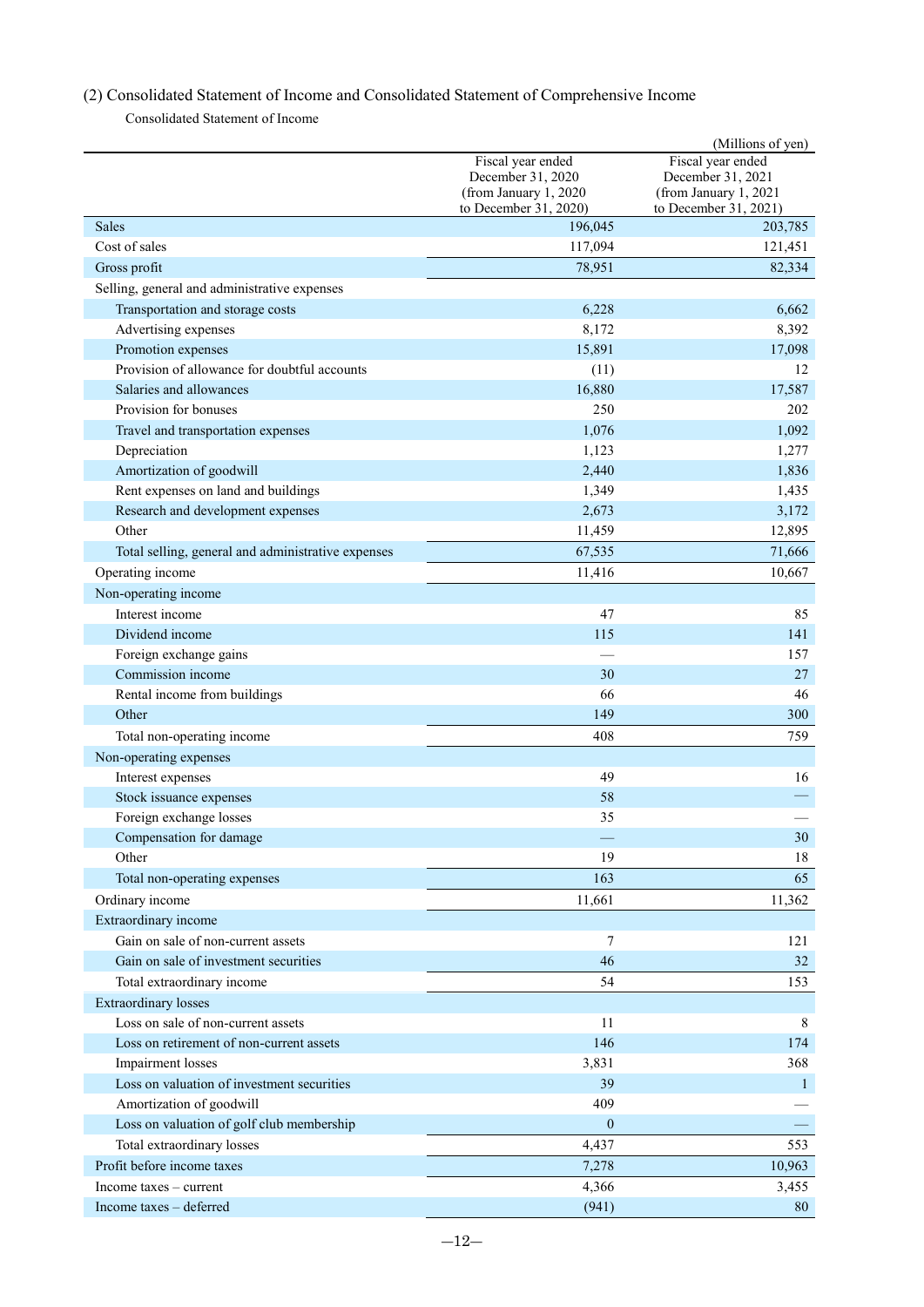## (2) Consolidated Statement of Income and Consolidated Statement of Comprehensive Income

Consolidated Statement of Income

(Millions of yen)

| | Fiscal year ended December 31, 2020 (from January 1, 2020 to December 31, 2020) | Fiscal year ended December 31, 2021 (from January 1, 2021 to December 31, 2021) |
|---|---|---|
| Sales | 196,045 | 203,785 |
| Cost of sales | 117,094 | 121,451 |
| Gross profit | 78,951 | 82,334 |
| Selling, general and administrative expenses | | |
| Transportation and storage costs | 6,228 | 6,662 |
| Advertising expenses | 8,172 | 8,392 |
| Promotion expenses | 15,891 | 17,098 |
| Provision of allowance for doubtful accounts | (11) | 12 |
| Salaries and allowances | 16,880 | 17,587 |
| Provision for bonuses | 250 | 202 |
| Travel and transportation expenses | 1,076 | 1,092 |
| Depreciation | 1,123 | 1,277 |
| Amortization of goodwill | 2,440 | 1,836 |
| Rent expenses on land and buildings | 1,349 | 1,435 |
| Research and development expenses | 2,673 | 3,172 |
| Other | 11,459 | 12,895 |
| Total selling, general and administrative expenses | 67,535 | 71,666 |
| Operating income | 11,416 | 10,667 |
| Non-operating income | | |
| Interest income | 47 | 85 |
| Dividend income | 115 | 141 |
| Foreign exchange gains | — | 157 |
| Commission income | 30 | 27 |
| Rental income from buildings | 66 | 46 |
| Other | 149 | 300 |
| Total non-operating income | 408 | 759 |
| Non-operating expenses | | |
| Interest expenses | 49 | 16 |
| Stock issuance expenses | 58 | — |
| Foreign exchange losses | 35 | — |
| Compensation for damage | — | 30 |
| Other | 19 | 18 |
| Total non-operating expenses | 163 | 65 |
| Ordinary income | 11,661 | 11,362 |
| Extraordinary income | | |
| Gain on sale of non-current assets | 7 | 121 |
| Gain on sale of investment securities | 46 | 32 |
| Total extraordinary income | 54 | 153 |
| Extraordinary losses | | |
| Loss on sale of non-current assets | 11 | 8 |
| Loss on retirement of non-current assets | 146 | 174 |
| Impairment losses | 3,831 | 368 |
| Loss on valuation of investment securities | 39 | 1 |
| Amortization of goodwill | 409 | — |
| Loss on valuation of golf club membership | 0 | — |
| Total extraordinary losses | 4,437 | 553 |
| Profit before income taxes | 7,278 | 10,963 |
| Income taxes – current | 4,366 | 3,455 |
| Income taxes – deferred | (941) | 80 |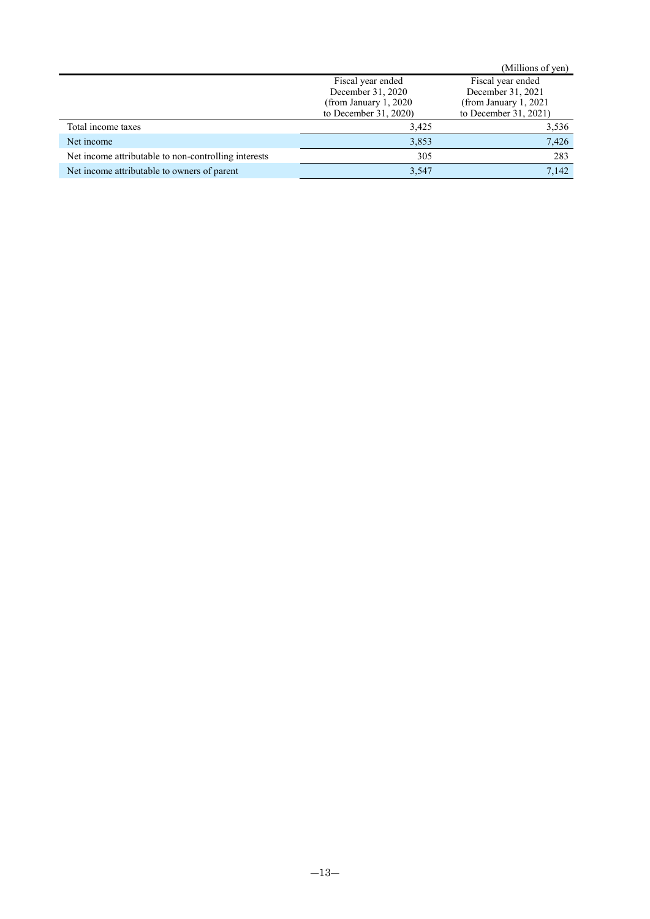(Millions of yen)

| | Fiscal year ended December 31, 2020 (from January 1, 2020 to December 31, 2020) | Fiscal year ended December 31, 2021 (from January 1, 2021 to December 31, 2021) |
|---|---|---|
| Total income taxes | 3,425 | 3,536 |
| Net income | 3,853 | 7,426 |
| Net income attributable to non-controlling interests | 305 | 283 |
| Net income attributable to owners of parent | 3,547 | 7,142 |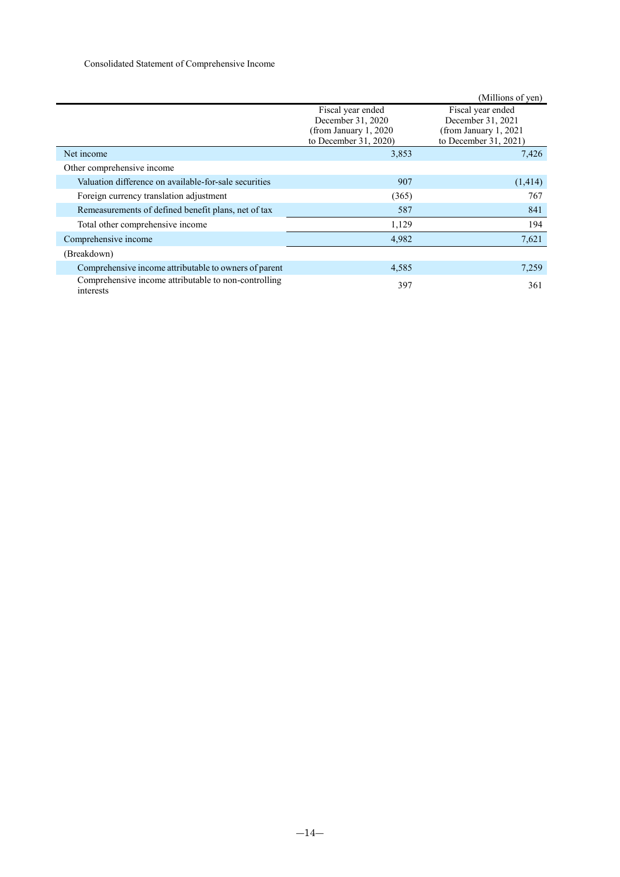Consolidated Statement of Comprehensive Income

(Millions of yen)

| | Fiscal year ended December 31, 2020 (from January 1, 2020 to December 31, 2020) | Fiscal year ended December 31, 2021 (from January 1, 2021 to December 31, 2021) |
|---|---|---|
| Net income | 3,853 | 7,426 |
| Other comprehensive income | | |
| Valuation difference on available-for-sale securities | 907 | (1,414) |
| Foreign currency translation adjustment | (365) | 767 |
| Remeasurements of defined benefit plans, net of tax | 587 | 841 |
| Total other comprehensive income | 1,129 | 194 |
| Comprehensive income | 4,982 | 7,621 |
| (Breakdown) | | |
| Comprehensive income attributable to owners of parent | 4,585 | 7,259 |
| Comprehensive income attributable to non-controlling interests | 397 | 361 |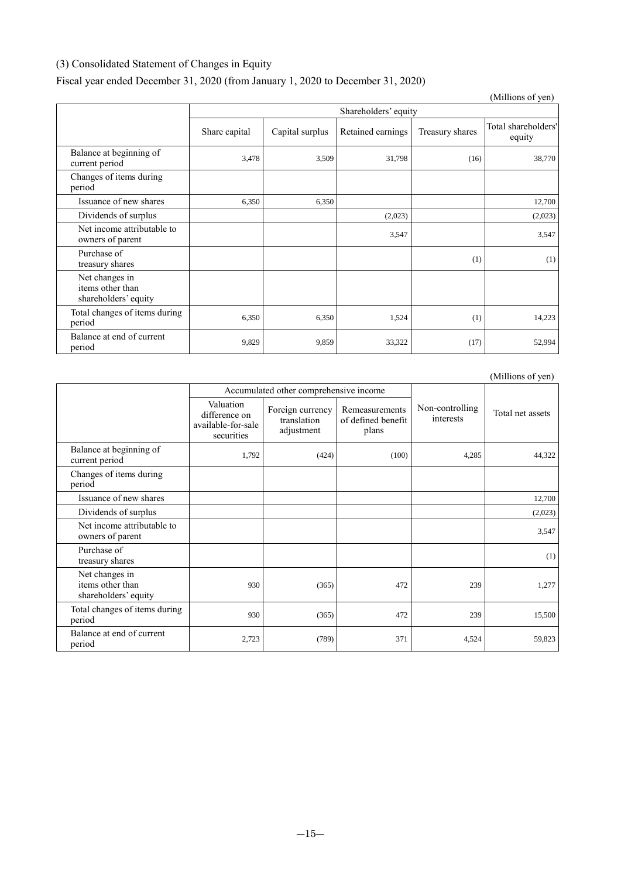### (3) Consolidated Statement of Changes in Equity

Fiscal year ended December 31, 2020 (from January 1, 2020 to December 31, 2020)

(Millions of yen)

| | Shareholders' equity | | | | |
|---|---|---|---|---|---|
| | Share capital | Capital surplus | Retained earnings | Treasury shares | Total shareholders' equity |
| Balance at beginning of current period | 3,478 | 3,509 | 31,798 | (16) | 38,770 |
| Changes of items during period | | | | | |
| Issuance of new shares | 6,350 | 6,350 | | | 12,700 |
| Dividends of surplus | | | (2,023) | | (2,023) |
| Net income attributable to owners of parent | | | 3,547 | | 3,547 |
| Purchase of treasury shares | | | | (1) | (1) |
| Net changes in items other than shareholders' equity | | | | | |
| Total changes of items during period | 6,350 | 6,350 | 1,524 | (1) | 14,223 |
| Balance at end of current period | 9,829 | 9,859 | 33,322 | (17) | 52,994 |

(Millions of yen)

| | Accumulated other comprehensive income | | | Non-controlling interests | Total net assets |
|---|---|---|---|---|---|
| | Valuation difference on available-for-sale securities | Foreign currency translation adjustment | Remeasurements of defined benefit plans | | |
| Balance at beginning of current period | 1,792 | (424) | (100) | 4,285 | 44,322 |
| Changes of items during period | | | | | |
| Issuance of new shares | | | | | 12,700 |
| Dividends of surplus | | | | | (2,023) |
| Net income attributable to owners of parent | | | | | 3,547 |
| Purchase of treasury shares | | | | | (1) |
| Net changes in items other than shareholders' equity | 930 | (365) | 472 | 239 | 1,277 |
| Total changes of items during period | 930 | (365) | 472 | 239 | 15,500 |
| Balance at end of current period | 2,723 | (789) | 371 | 4,524 | 59,823 |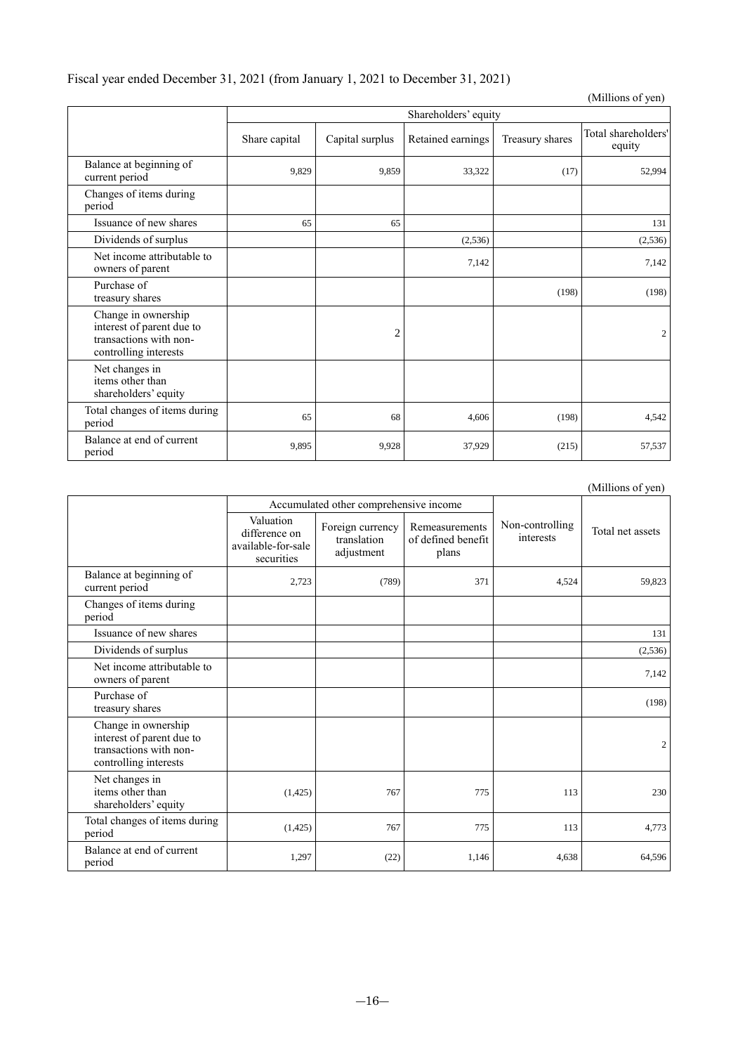Fiscal year ended December 31, 2021 (from January 1, 2021 to December 31, 2021)

(Millions of yen)

| | Shareholders' equity | | | | |
|---|---|---|---|---|---|
| | Share capital | Capital surplus | Retained earnings | Treasury shares | Total shareholders' equity |
| Balance at beginning of current period | 9,829 | 9,859 | 33,322 | (17) | 52,994 |
| Changes of items during period | | | | | |
| Issuance of new shares | 65 | 65 | | | 131 |
| Dividends of surplus | | | (2,536) | | (2,536) |
| Net income attributable to owners of parent | | | 7,142 | | 7,142 |
| Purchase of treasury shares | | | | (198) | (198) |
| Change in ownership interest of parent due to transactions with non-controlling interests | | 2 | | | 2 |
| Net changes in items other than shareholders' equity | | | | | |
| Total changes of items during period | 65 | 68 | 4,606 | (198) | 4,542 |
| Balance at end of current period | 9,895 | 9,928 | 37,929 | (215) | 57,537 |

(Millions of yen)

| | Accumulated other comprehensive income | | | Non-controlling interests | Total net assets |
|---|---|---|---|---|---|
| | Valuation difference on available-for-sale securities | Foreign currency translation adjustment | Remeasurements of defined benefit plans | | |
| Balance at beginning of current period | 2,723 | (789) | 371 | 4,524 | 59,823 |
| Changes of items during period | | | | | |
| Issuance of new shares | | | | | 131 |
| Dividends of surplus | | | | | (2,536) |
| Net income attributable to owners of parent | | | | | 7,142 |
| Purchase of treasury shares | | | | | (198) |
| Change in ownership interest of parent due to transactions with non-controlling interests | | | | | 2 |
| Net changes in items other than shareholders' equity | (1,425) | 767 | 775 | 113 | 230 |
| Total changes of items during period | (1,425) | 767 | 775 | 113 | 4,773 |
| Balance at end of current period | 1,297 | (22) | 1,146 | 4,638 | 64,596 |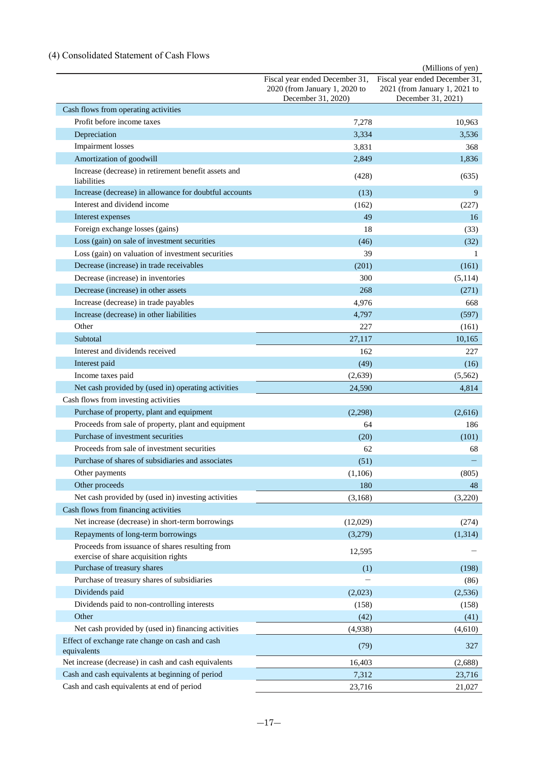### (4) Consolidated Statement of Cash Flows

(Millions of yen)

| | Fiscal year ended December 31, 2020 (from January 1, 2020 to December 31, 2020) | Fiscal year ended December 31, 2021 (from January 1, 2021 to December 31, 2021) |
|---|---|---|
| Cash flows from operating activities | | |
| Profit before income taxes | 7,278 | 10,963 |
| Depreciation | 3,334 | 3,536 |
| Impairment losses | 3,831 | 368 |
| Amortization of goodwill | 2,849 | 1,836 |
| Increase (decrease) in retirement benefit assets and liabilities | (428) | (635) |
| Increase (decrease) in allowance for doubtful accounts | (13) | 9 |
| Interest and dividend income | (162) | (227) |
| Interest expenses | 49 | 16 |
| Foreign exchange losses (gains) | 18 | (33) |
| Loss (gain) on sale of investment securities | (46) | (32) |
| Loss (gain) on valuation of investment securities | 39 | 1 |
| Decrease (increase) in trade receivables | (201) | (161) |
| Decrease (increase) in inventories | 300 | (5,114) |
| Decrease (increase) in other assets | 268 | (271) |
| Increase (decrease) in trade payables | 4,976 | 668 |
| Increase (decrease) in other liabilities | 4,797 | (597) |
| Other | 227 | (161) |
| Subtotal | 27,117 | 10,165 |
| Interest and dividends received | 162 | 227 |
| Interest paid | (49) | (16) |
| Income taxes paid | (2,639) | (5,562) |
| Net cash provided by (used in) operating activities | 24,590 | 4,814 |
| Cash flows from investing activities | | |
| Purchase of property, plant and equipment | (2,298) | (2,616) |
| Proceeds from sale of property, plant and equipment | 64 | 186 |
| Purchase of investment securities | (20) | (101) |
| Proceeds from sale of investment securities | 62 | 68 |
| Purchase of shares of subsidiaries and associates | (51) | – |
| Other payments | (1,106) | (805) |
| Other proceeds | 180 | 48 |
| Net cash provided by (used in) investing activities | (3,168) | (3,220) |
| Cash flows from financing activities | | |
| Net increase (decrease) in short-term borrowings | (12,029) | (274) |
| Repayments of long-term borrowings | (3,279) | (1,314) |
| Proceeds from issuance of shares resulting from exercise of share acquisition rights | 12,595 | – |
| Purchase of treasury shares | (1) | (198) |
| Purchase of treasury shares of subsidiaries | – | (86) |
| Dividends paid | (2,023) | (2,536) |
| Dividends paid to non-controlling interests | (158) | (158) |
| Other | (42) | (41) |
| Net cash provided by (used in) financing activities | (4,938) | (4,610) |
| Effect of exchange rate change on cash and cash equivalents | (79) | 327 |
| Net increase (decrease) in cash and cash equivalents | 16,403 | (2,688) |
| Cash and cash equivalents at beginning of period | 7,312 | 23,716 |
| Cash and cash equivalents at end of period | 23,716 | 21,027 |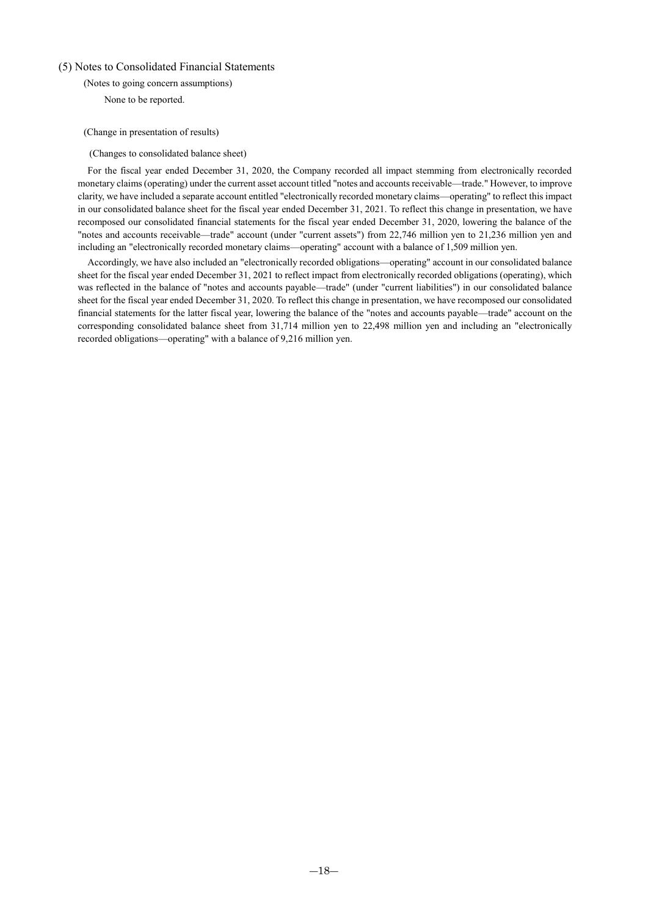## (5) Notes to Consolidated Financial Statements

(Notes to going concern assumptions)

None to be reported.

(Change in presentation of results)

(Changes to consolidated balance sheet)

For the fiscal year ended December 31, 2020, the Company recorded all impact stemming from electronically recorded monetary claims (operating) under the current asset account titled "notes and accounts receivable—trade." However, to improve clarity, we have included a separate account entitled "electronically recorded monetary claims—operating" to reflect this impact in our consolidated balance sheet for the fiscal year ended December 31, 2021. To reflect this change in presentation, we have recomposed our consolidated financial statements for the fiscal year ended December 31, 2020, lowering the balance of the "notes and accounts receivable—trade" account (under "current assets") from 22,746 million yen to 21,236 million yen and including an "electronically recorded monetary claims—operating" account with a balance of 1,509 million yen.

Accordingly, we have also included an "electronically recorded obligations—operating" account in our consolidated balance sheet for the fiscal year ended December 31, 2021 to reflect impact from electronically recorded obligations (operating), which was reflected in the balance of "notes and accounts payable—trade" (under "current liabilities") in our consolidated balance sheet for the fiscal year ended December 31, 2020. To reflect this change in presentation, we have recomposed our consolidated financial statements for the latter fiscal year, lowering the balance of the "notes and accounts payable—trade" account on the corresponding consolidated balance sheet from 31,714 million yen to 22,498 million yen and including an "electronically recorded obligations—operating" with a balance of 9,216 million yen.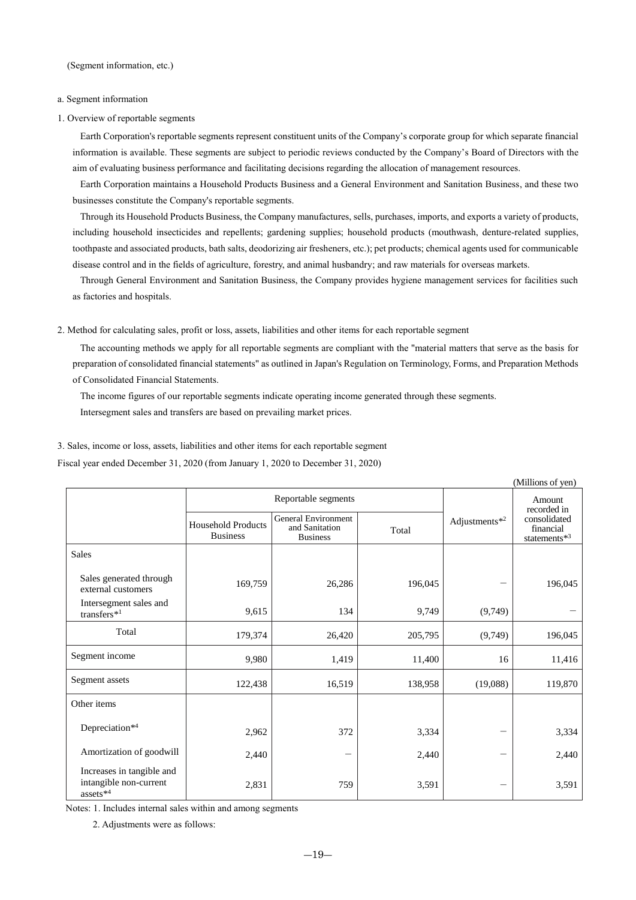(Segment information, etc.)

a. Segment information

1. Overview of reportable segments

Earth Corporation's reportable segments represent constituent units of the Company's corporate group for which separate financial information is available. These segments are subject to periodic reviews conducted by the Company's Board of Directors with the aim of evaluating business performance and facilitating decisions regarding the allocation of management resources.

Earth Corporation maintains a Household Products Business and a General Environment and Sanitation Business, and these two businesses constitute the Company's reportable segments.

Through its Household Products Business, the Company manufactures, sells, purchases, imports, and exports a variety of products, including household insecticides and repellents; gardening supplies; household products (mouthwash, denture-related supplies, toothpaste and associated products, bath salts, deodorizing air fresheners, etc.); pet products; chemical agents used for communicable disease control and in the fields of agriculture, forestry, and animal husbandry; and raw materials for overseas markets.

Through General Environment and Sanitation Business, the Company provides hygiene management services for facilities such as factories and hospitals.

2. Method for calculating sales, profit or loss, assets, liabilities and other items for each reportable segment

The accounting methods we apply for all reportable segments are compliant with the "material matters that serve as the basis for preparation of consolidated financial statements" as outlined in Japan's Regulation on Terminology, Forms, and Preparation Methods of Consolidated Financial Statements.

The income figures of our reportable segments indicate operating income generated through these segments.

Intersegment sales and transfers are based on prevailing market prices.

3. Sales, income or loss, assets, liabilities and other items for each reportable segment

Fiscal year ended December 31, 2020 (from January 1, 2020 to December 31, 2020)

(Millions of yen)

| | Reportable segments | | | Adjustments*2 | Amount recorded in consolidated financial statements*3 |
|---|---|---|---|---|---|
| | Household Products Business | General Environment and Sanitation Business | Total | | |
| Sales | | | | | |
| Sales generated through external customers | 169,759 | 26,286 | 196,045 | – | 196,045 |
| Intersegment sales and transfers*1 | 9,615 | 134 | 9,749 | (9,749) | – |
| Total | 179,374 | 26,420 | 205,795 | (9,749) | 196,045 |
| Segment income | 9,980 | 1,419 | 11,400 | 16 | 11,416 |
| Segment assets | 122,438 | 16,519 | 138,958 | (19,088) | 119,870 |
| Other items | | | | | |
| Depreciation*4 | 2,962 | 372 | 3,334 | – | 3,334 |
| Amortization of goodwill | 2,440 | – | 2,440 | – | 2,440 |
| Increases in tangible and intangible non-current assets*4 | 2,831 | 759 | 3,591 | – | 3,591 |

Notes: 1. Includes internal sales within and among segments

2. Adjustments were as follows: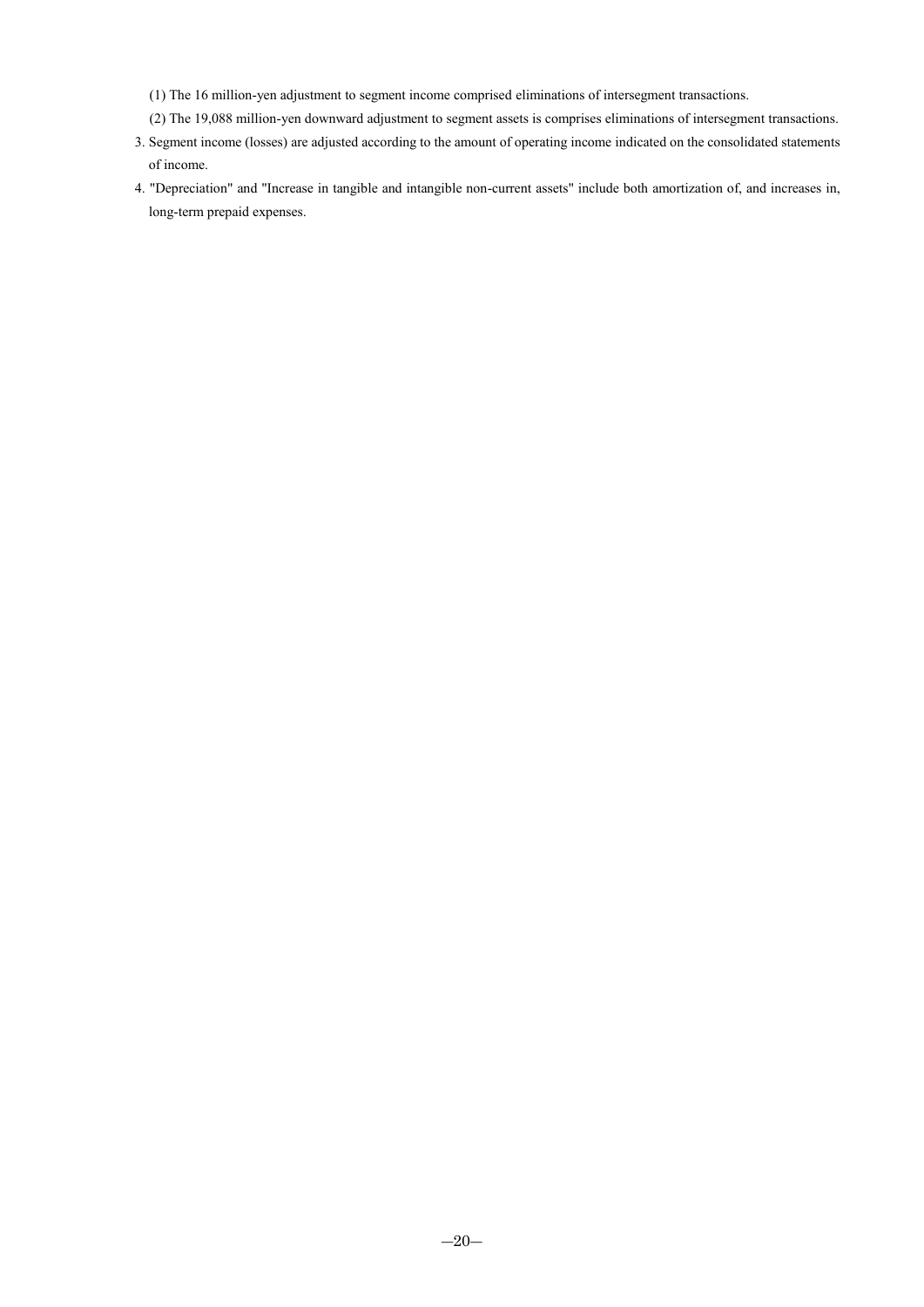(1) The 16 million-yen adjustment to segment income comprised eliminations of intersegment transactions.

(2) The 19,088 million-yen downward adjustment to segment assets is comprises eliminations of intersegment transactions.

3. Segment income (losses) are adjusted according to the amount of operating income indicated on the consolidated statements of income.

4. "Depreciation" and "Increase in tangible and intangible non-current assets" include both amortization of, and increases in, long-term prepaid expenses.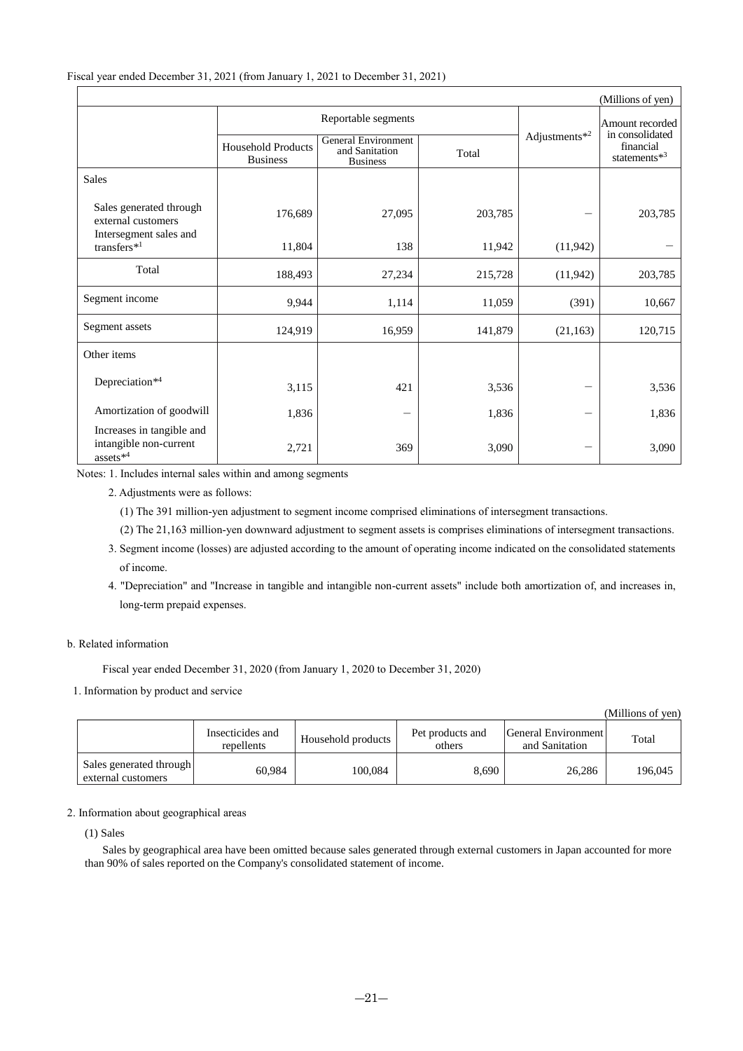Fiscal year ended December 31, 2021 (from January 1, 2021 to December 31, 2021)

(Millions of yen)

| | Reportable segments | | | Adjustments*2 | Amount recorded in consolidated financial statements*3 |
|---|---|---|---|---|---|
| | Household Products Business | General Environment and Sanitation Business | Total | | |
| Sales | | | | | |
| Sales generated through external customers | 176,689 | 27,095 | 203,785 | − | 203,785 |
| Intersegment sales and transfers*1 | 11,804 | 138 | 11,942 | (11,942) | − |
| Total | 188,493 | 27,234 | 215,728 | (11,942) | 203,785 |
| Segment income | 9,944 | 1,114 | 11,059 | (391) | 10,667 |
| Segment assets | 124,919 | 16,959 | 141,879 | (21,163) | 120,715 |
| Other items | | | | | |
| Depreciation*4 | 3,115 | 421 | 3,536 | − | 3,536 |
| Amortization of goodwill | 1,836 | − | 1,836 | − | 1,836 |
| Increases in tangible and intangible non-current assets*4 | 2,721 | 369 | 3,090 | − | 3,090 |

Notes: 1. Includes internal sales within and among segments

2. Adjustments were as follows:

(1) The 391 million-yen adjustment to segment income comprised eliminations of intersegment transactions.

(2) The 21,163 million-yen downward adjustment to segment assets is comprises eliminations of intersegment transactions.

3. Segment income (losses) are adjusted according to the amount of operating income indicated on the consolidated statements of income.

4. "Depreciation" and "Increase in tangible and intangible non-current assets" include both amortization of, and increases in, long-term prepaid expenses.

b. Related information

Fiscal year ended December 31, 2020 (from January 1, 2020 to December 31, 2020)

1. Information by product and service

(Millions of yen)

| | Insecticides and repellents | Household products | Pet products and others | General Environment and Sanitation | Total |
|---|---|---|---|---|---|
| Sales generated through external customers | 60,984 | 100,084 | 8,690 | 26,286 | 196,045 |

2. Information about geographical areas

(1) Sales

Sales by geographical area have been omitted because sales generated through external customers in Japan accounted for more than 90% of sales reported on the Company's consolidated statement of income.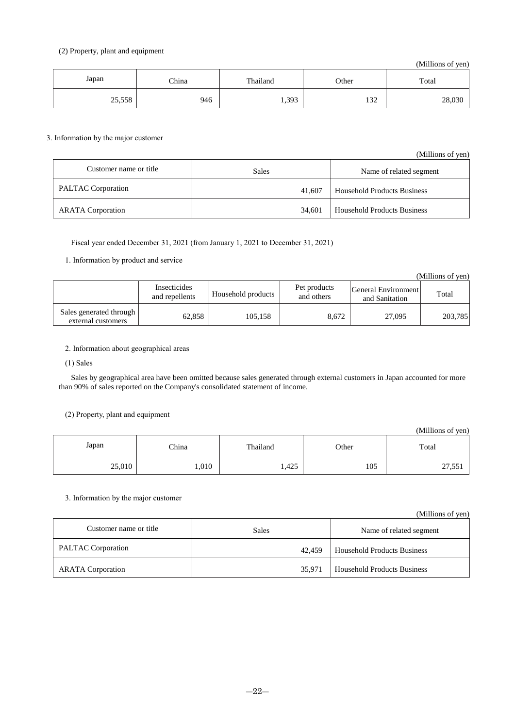(2) Property, plant and equipment

(Millions of yen)

| Japan | China | Thailand | Other | Total |
|---|---|---|---|---|
| 25,558 | 946 | 1,393 | 132 | 28,030 |

3. Information by the major customer

(Millions of yen)

| Customer name or title | Sales | Name of related segment |
|---|---|---|
| PALTAC Corporation | 41,607 | Household Products Business |
| ARATA Corporation | 34,601 | Household Products Business |

Fiscal year ended December 31, 2021 (from January 1, 2021 to December 31, 2021)

1. Information by product and service

(Millions of yen)

| | Insecticides and repellents | Household products | Pet products and others | General Environment and Sanitation | Total |
|---|---|---|---|---|---|
| Sales generated through external customers | 62,858 | 105,158 | 8,672 | 27,095 | 203,785 |

2. Information about geographical areas

(1) Sales

Sales by geographical area have been omitted because sales generated through external customers in Japan accounted for more than 90% of sales reported on the Company's consolidated statement of income.

(2) Property, plant and equipment

(Millions of yen)

| Japan | China | Thailand | Other | Total |
|---|---|---|---|---|
| 25,010 | 1,010 | 1,425 | 105 | 27,551 |

3. Information by the major customer

(Millions of yen)

| Customer name or title | Sales | Name of related segment |
|---|---|---|
| PALTAC Corporation | 42,459 | Household Products Business |
| ARATA Corporation | 35,971 | Household Products Business |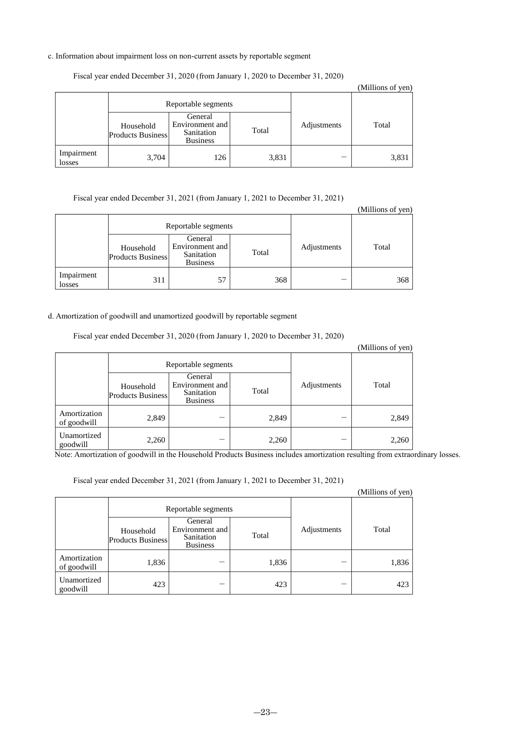c. Information about impairment loss on non-current assets by reportable segment

Fiscal year ended December 31, 2020 (from January 1, 2020 to December 31, 2020)

(Millions of yen)

| | Reportable segments | | | Adjustments | Total |
|---|---|---|---|---|---|
| | Household Products Business | General Environment and Sanitation Business | Total | | |
| Impairment losses | 3,704 | 126 | 3,831 | － | 3,831 |

Fiscal year ended December 31, 2021 (from January 1, 2021 to December 31, 2021)

(Millions of yen)

| | Reportable segments | | | Adjustments | Total |
|---|---|---|---|---|---|
| | Household Products Business | General Environment and Sanitation Business | Total | | |
| Impairment losses | 311 | 57 | 368 | － | 368 |

d. Amortization of goodwill and unamortized goodwill by reportable segment

Fiscal year ended December 31, 2020 (from January 1, 2020 to December 31, 2020)

(Millions of yen)

| | Reportable segments | | | Adjustments | Total |
|---|---|---|---|---|---|
| | Household Products Business | General Environment and Sanitation Business | Total | | |
| Amortization of goodwill | 2,849 | － | 2,849 | － | 2,849 |
| Unamortized goodwill | 2,260 | － | 2,260 | － | 2,260 |

Note: Amortization of goodwill in the Household Products Business includes amortization resulting from extraordinary losses.

Fiscal year ended December 31, 2021 (from January 1, 2021 to December 31, 2021)

(Millions of yen)

| | Reportable segments | | | Adjustments | Total |
|---|---|---|---|---|---|
| | Household Products Business | General Environment and Sanitation Business | Total | | |
| Amortization of goodwill | 1,836 | － | 1,836 | － | 1,836 |
| Unamortized goodwill | 423 | － | 423 | － | 423 |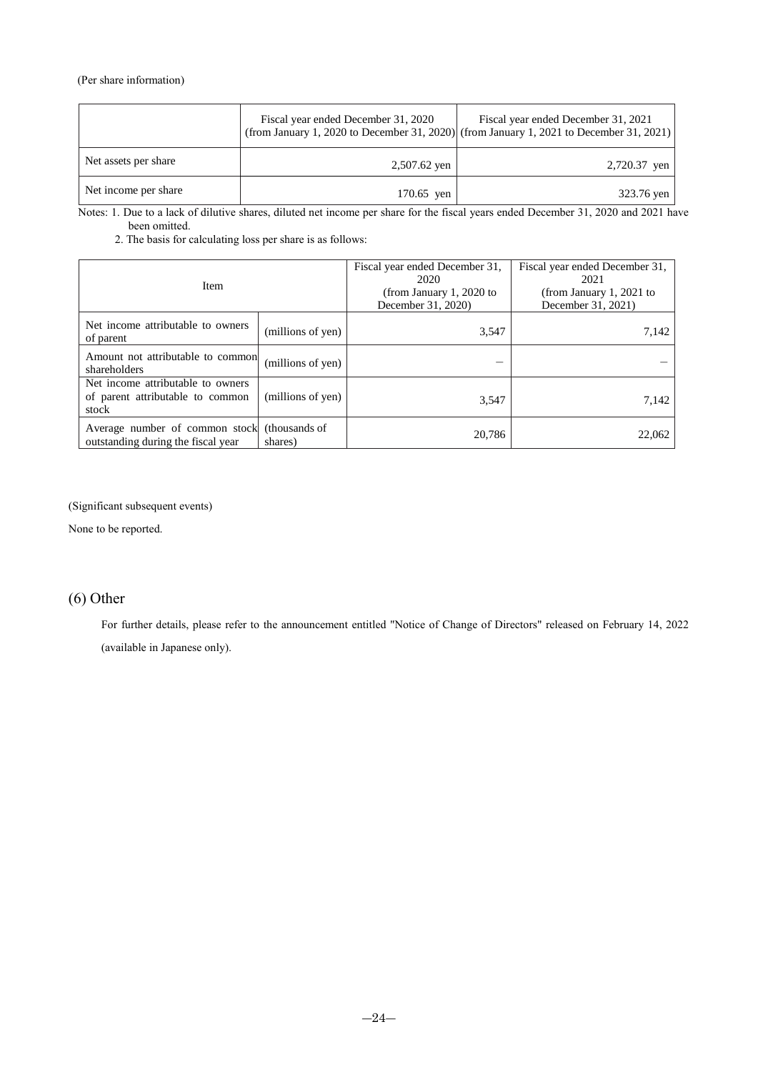(Per share information)

| | Fiscal year ended December 31, 2020 (from January 1, 2020 to December 31, 2020) | Fiscal year ended December 31, 2021 (from January 1, 2021 to December 31, 2021) |
|---|---|---|
| Net assets per share | 2,507.62 yen | 2,720.37 yen |
| Net income per share | 170.65 yen | 323.76 yen |

Notes: 1. Due to a lack of dilutive shares, diluted net income per share for the fiscal years ended December 31, 2020 and 2021 have been omitted.

2. The basis for calculating loss per share is as follows:

| Item | | Fiscal year ended December 31, 2020 (from January 1, 2020 to December 31, 2020) | Fiscal year ended December 31, 2021 (from January 1, 2021 to December 31, 2021) |
|---|---|---|---|
| Net income attributable to owners of parent | (millions of yen) | 3,547 | 7,142 |
| Amount not attributable to common shareholders | (millions of yen) | – | – |
| Net income attributable to owners of parent attributable to common stock | (millions of yen) | 3,547 | 7,142 |
| Average number of common stock outstanding during the fiscal year | (thousands of shares) | 20,786 | 22,062 |

(Significant subsequent events)

None to be reported.

## (6) Other

For further details, please refer to the announcement entitled "Notice of Change of Directors" released on February 14, 2022 (available in Japanese only).